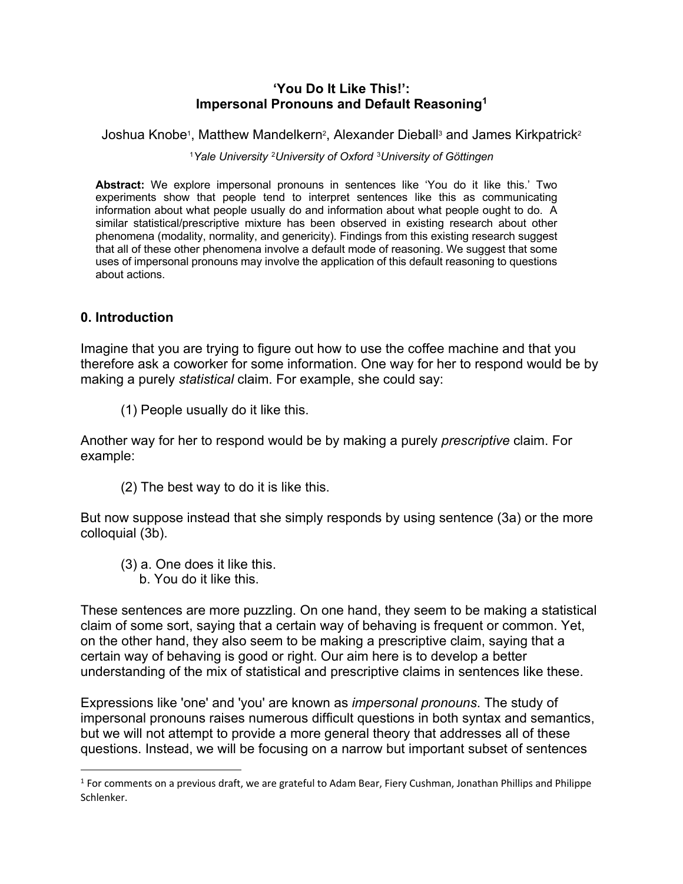# 'You Do It Like This!': Impersonal Pronouns and Default Reasoning[1]

Joshua Knobe[1], Matthew Mandelkern[2], Alexander Dieball[3] and James Kirkpatrick[2]

[1]*Yale University* [2]*University of Oxford* [3]*University of Göttingen*

**Abstract:** We explore impersonal pronouns in sentences like 'You do it like this.' Two experiments show that people tend to interpret sentences like this as communicating information about what people usually do and information about what people ought to do. A similar statistical/prescriptive mixture has been observed in existing research about other phenomena (modality, normality, and genericity). Findings from this existing research suggest that all of these other phenomena involve a default mode of reasoning. We suggest that some uses of impersonal pronouns may involve the application of this default reasoning to questions about actions.

## 0. Introduction

Imagine that you are trying to figure out how to use the coffee machine and that you therefore ask a coworker for some information. One way for her to respond would be by making a purely *statistical* claim. For example, she could say:

(1) People usually do it like this.

Another way for her to respond would be by making a purely *prescriptive* claim. For example:

(2) The best way to do it is like this.

But now suppose instead that she simply responds by using sentence (3a) or the more colloquial (3b).

(3) a. One does it like this.
b. You do it like this.

These sentences are more puzzling. On one hand, they seem to be making a statistical claim of some sort, saying that a certain way of behaving is frequent or common. Yet, on the other hand, they also seem to be making a prescriptive claim, saying that a certain way of behaving is good or right. Our aim here is to develop a better understanding of the mix of statistical and prescriptive claims in sentences like these.

Expressions like 'one' and 'you' are known as *impersonal pronouns*. The study of impersonal pronouns raises numerous difficult questions in both syntax and semantics, but we will not attempt to provide a more general theory that addresses all of these questions. Instead, we will be focusing on a narrow but important subset of sentences

[1] For comments on a previous draft, we are grateful to Adam Bear, Fiery Cushman, Jonathan Phillips and Philippe Schlenker.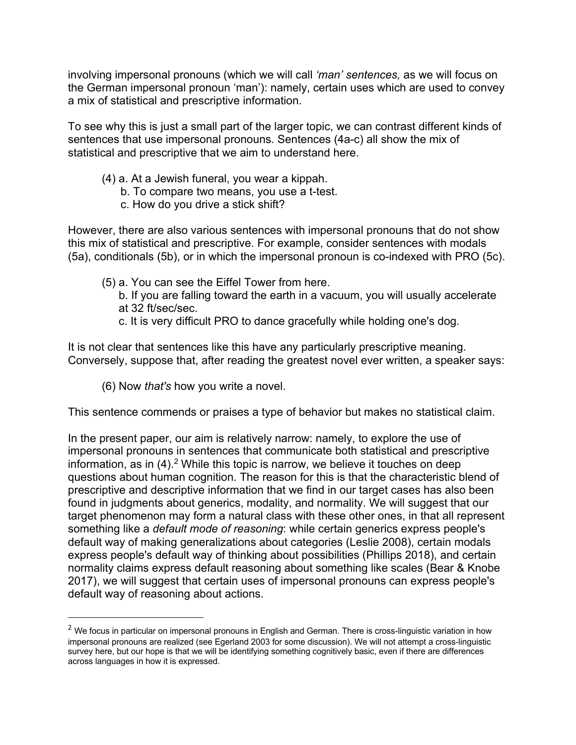involving impersonal pronouns (which we will call *'man' sentences,* as we will focus on the German impersonal pronoun 'man'): namely, certain uses which are used to convey a mix of statistical and prescriptive information.

To see why this is just a small part of the larger topic, we can contrast different kinds of sentences that use impersonal pronouns. Sentences (4a-c) all show the mix of statistical and prescriptive that we aim to understand here.

> (4) a. At a Jewish funeral, you wear a kippah.
> b. To compare two means, you use a t-test.
> c. How do you drive a stick shift?

However, there are also various sentences with impersonal pronouns that do not show this mix of statistical and prescriptive. For example, consider sentences with modals (5a), conditionals (5b), or in which the impersonal pronoun is co-indexed with PRO (5c).

> (5) a. You can see the Eiffel Tower from here.
> b. If you are falling toward the earth in a vacuum, you will usually accelerate at 32 ft/sec/sec.
> c. It is very difficult PRO to dance gracefully while holding one's dog.

It is not clear that sentences like this have any particularly prescriptive meaning. Conversely, suppose that, after reading the greatest novel ever written, a speaker says:

> (6) Now *that's* how you write a novel.

This sentence commends or praises a type of behavior but makes no statistical claim.

In the present paper, our aim is relatively narrow: namely, to explore the use of impersonal pronouns in sentences that communicate both statistical and prescriptive information, as in (4).[2] While this topic is narrow, we believe it touches on deep questions about human cognition. The reason for this is that the characteristic blend of prescriptive and descriptive information that we find in our target cases has also been found in judgments about generics, modality, and normality. We will suggest that our target phenomenon may form a natural class with these other ones, in that all represent something like a *default mode of reasoning*: while certain generics express people's default way of making generalizations about categories (Leslie 2008), certain modals express people's default way of thinking about possibilities (Phillips 2018), and certain normality claims express default reasoning about something like scales (Bear & Knobe 2017), we will suggest that certain uses of impersonal pronouns can express people's default way of reasoning about actions.

[2] We focus in particular on impersonal pronouns in English and German. There is cross-linguistic variation in how impersonal pronouns are realized (see Egerland 2003 for some discussion). We will not attempt a cross-linguistic survey here, but our hope is that we will be identifying something cognitively basic, even if there are differences across languages in how it is expressed.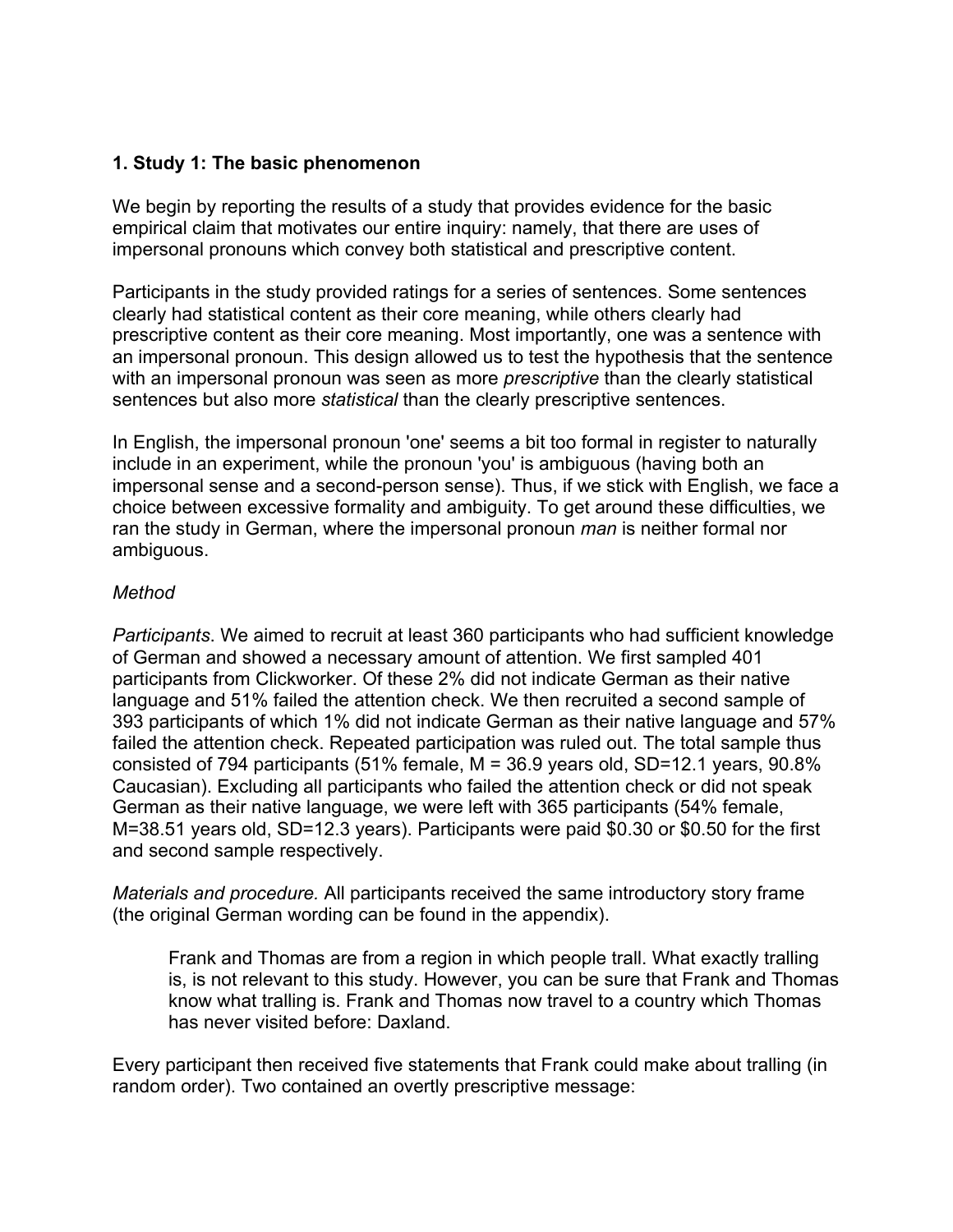## 1. Study 1: The basic phenomenon

We begin by reporting the results of a study that provides evidence for the basic empirical claim that motivates our entire inquiry: namely, that there are uses of impersonal pronouns which convey both statistical and prescriptive content.

Participants in the study provided ratings for a series of sentences. Some sentences clearly had statistical content as their core meaning, while others clearly had prescriptive content as their core meaning. Most importantly, one was a sentence with an impersonal pronoun. This design allowed us to test the hypothesis that the sentence with an impersonal pronoun was seen as more *prescriptive* than the clearly statistical sentences but also more *statistical* than the clearly prescriptive sentences.

In English, the impersonal pronoun 'one' seems a bit too formal in register to naturally include in an experiment, while the pronoun 'you' is ambiguous (having both an impersonal sense and a second-person sense). Thus, if we stick with English, we face a choice between excessive formality and ambiguity. To get around these difficulties, we ran the study in German, where the impersonal pronoun *man* is neither formal nor ambiguous.

*Method*

*Participants*. We aimed to recruit at least 360 participants who had sufficient knowledge of German and showed a necessary amount of attention. We first sampled 401 participants from Clickworker. Of these 2% did not indicate German as their native language and 51% failed the attention check. We then recruited a second sample of 393 participants of which 1% did not indicate German as their native language and 57% failed the attention check. Repeated participation was ruled out. The total sample thus consisted of 794 participants (51% female, M = 36.9 years old, SD=12.1 years, 90.8% Caucasian). Excluding all participants who failed the attention check or did not speak German as their native language, we were left with 365 participants (54% female, M=38.51 years old, SD=12.3 years). Participants were paid $0.30 or $0.50 for the first and second sample respectively.

*Materials and procedure.* All participants received the same introductory story frame (the original German wording can be found in the appendix).

> Frank and Thomas are from a region in which people trall. What exactly tralling is, is not relevant to this study. However, you can be sure that Frank and Thomas know what tralling is. Frank and Thomas now travel to a country which Thomas has never visited before: Daxland.

Every participant then received five statements that Frank could make about tralling (in random order). Two contained an overtly prescriptive message: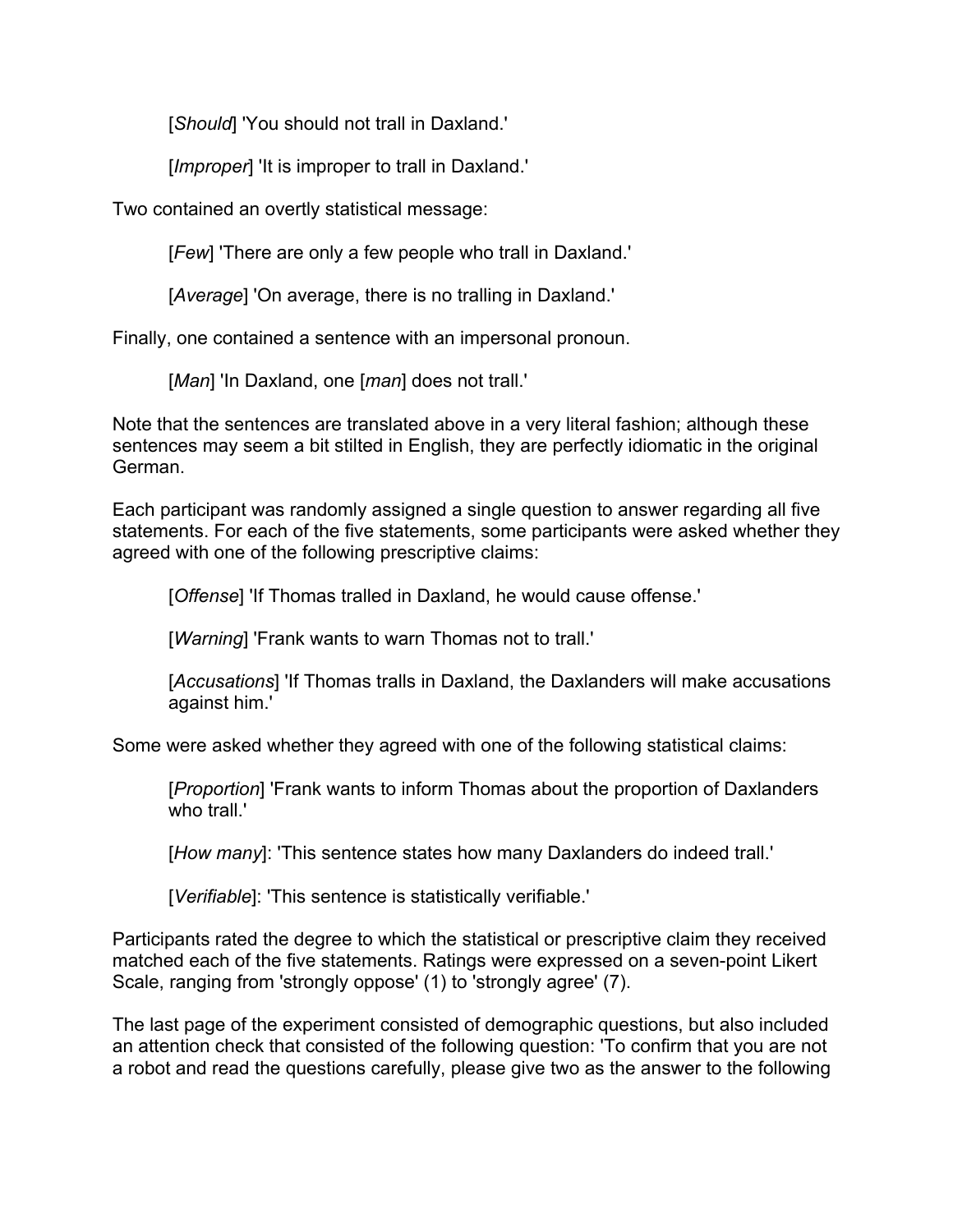> [*Should*] 'You should not trall in Daxland.'

> [*Improper*] 'It is improper to trall in Daxland.'

Two contained an overtly statistical message:

> [*Few*] 'There are only a few people who trall in Daxland.'

> [*Average*] 'On average, there is no tralling in Daxland.'

Finally, one contained a sentence with an impersonal pronoun.

> [*Man*] 'In Daxland, one [*man*] does not trall.'

Note that the sentences are translated above in a very literal fashion; although these sentences may seem a bit stilted in English, they are perfectly idiomatic in the original German.

Each participant was randomly assigned a single question to answer regarding all five statements. For each of the five statements, some participants were asked whether they agreed with one of the following prescriptive claims:

> [*Offense*] 'If Thomas tralled in Daxland, he would cause offense.'

> [*Warning*] 'Frank wants to warn Thomas not to trall.'

> [*Accusations*] 'If Thomas tralls in Daxland, the Daxlanders will make accusations against him.'

Some were asked whether they agreed with one of the following statistical claims:

> [*Proportion*] 'Frank wants to inform Thomas about the proportion of Daxlanders who trall.'

> [*How many*]: 'This sentence states how many Daxlanders do indeed trall.'

> [*Verifiable*]: 'This sentence is statistically verifiable.'

Participants rated the degree to which the statistical or prescriptive claim they received matched each of the five statements. Ratings were expressed on a seven-point Likert Scale, ranging from 'strongly oppose' (1) to 'strongly agree' (7).

The last page of the experiment consisted of demographic questions, but also included an attention check that consisted of the following question: 'To confirm that you are not a robot and read the questions carefully, please give two as the answer to the following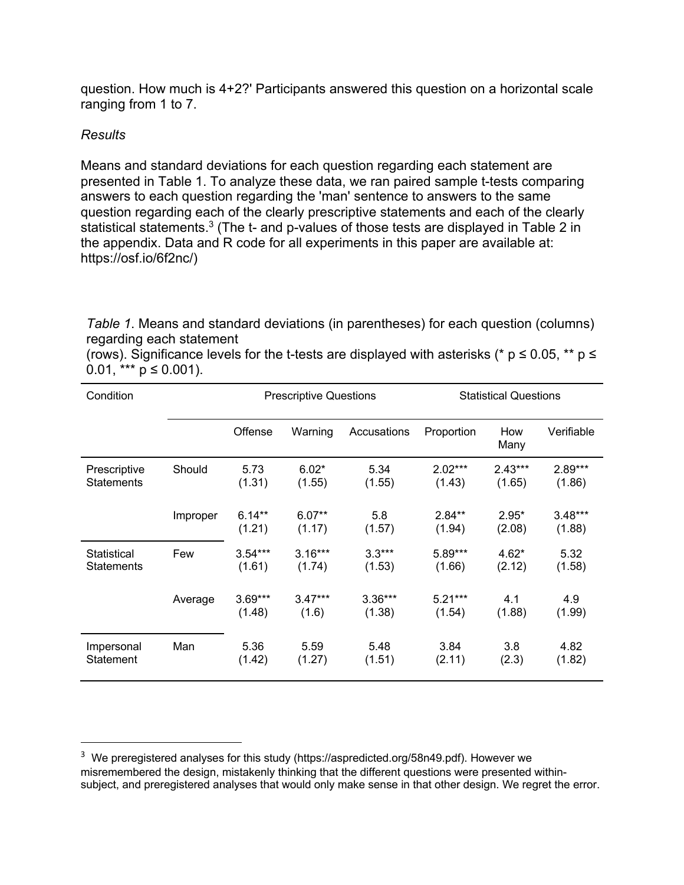question. How much is 4+2?' Participants answered this question on a horizontal scale ranging from 1 to 7.

*Results*

Means and standard deviations for each question regarding each statement are presented in Table 1. To analyze these data, we ran paired sample t-tests comparing answers to each question regarding the 'man' sentence to answers to the same question regarding each of the clearly prescriptive statements and each of the clearly statistical statements.[3] (The t- and p-values of those tests are displayed in Table 2 in the appendix. Data and R code for all experiments in this paper are available at: https://osf.io/6f2nc/)

*Table 1*. Means and standard deviations (in parentheses) for each question (columns) regarding each statement (rows). Significance levels for the t-tests are displayed with asterisks (* $p \leq 0.05$, ** $p \leq 0.01$, *** $p \leq 0.001$).

| Condition | | Prescriptive Questions | | | Statistical Questions | | |
|---|---|---|---|---|---|---|---|
| | | Offense | Warning | Accusations | Proportion | How Many | Verifiable |
| Prescriptive Statements | Should | 5.73 (1.31) | 6.02* (1.55) | 5.34 (1.55) | 2.02*** (1.43) | 2.43*** (1.65) | 2.89*** (1.86) |
| | Improper | 6.14** (1.21) | 6.07** (1.17) | 5.8 (1.57) | 2.84** (1.94) | 2.95* (2.08) | 3.48*** (1.88) |
| Statistical Statements | Few | 3.54*** (1.61) | 3.16*** (1.74) | 3.3*** (1.53) | 5.89*** (1.66) | 4.62* (2.12) | 5.32 (1.58) |
| | Average | 3.69*** (1.48) | 3.47*** (1.6) | 3.36*** (1.38) | 5.21*** (1.54) | 4.1 (1.88) | 4.9 (1.99) |
| Impersonal Statement | Man | 5.36 (1.42) | 5.59 (1.27) | 5.48 (1.51) | 3.84 (2.11) | 3.8 (2.3) | 4.82 (1.82) |

[3] We preregistered analyses for this study (https://aspredicted.org/58n49.pdf). However we misremembered the design, mistakenly thinking that the different questions were presented within-subject, and preregistered analyses that would only make sense in that other design. We regret the error.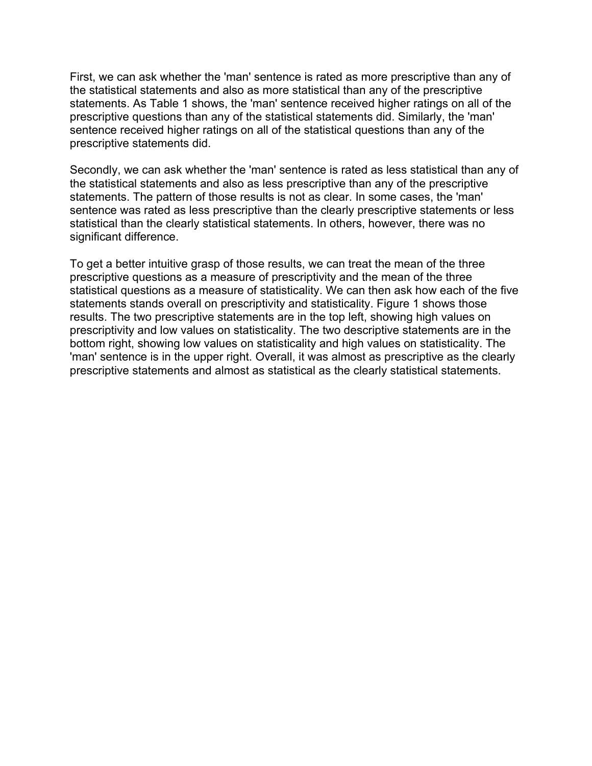First, we can ask whether the 'man' sentence is rated as more prescriptive than any of the statistical statements and also as more statistical than any of the prescriptive statements. As Table 1 shows, the 'man' sentence received higher ratings on all of the prescriptive questions than any of the statistical statements did. Similarly, the 'man' sentence received higher ratings on all of the statistical questions than any of the prescriptive statements did.

Secondly, we can ask whether the 'man' sentence is rated as less statistical than any of the statistical statements and also as less prescriptive than any of the prescriptive statements. The pattern of those results is not as clear. In some cases, the 'man' sentence was rated as less prescriptive than the clearly prescriptive statements or less statistical than the clearly statistical statements. In others, however, there was no significant difference.

To get a better intuitive grasp of those results, we can treat the mean of the three prescriptive questions as a measure of prescriptivity and the mean of the three statistical questions as a measure of statisticality. We can then ask how each of the five statements stands overall on prescriptivity and statisticality. Figure 1 shows those results. The two prescriptive statements are in the top left, showing high values on prescriptivity and low values on statisticality. The two descriptive statements are in the bottom right, showing low values on statisticality and high values on statisticality. The 'man' sentence is in the upper right. Overall, it was almost as prescriptive as the clearly prescriptive statements and almost as statistical as the clearly statistical statements.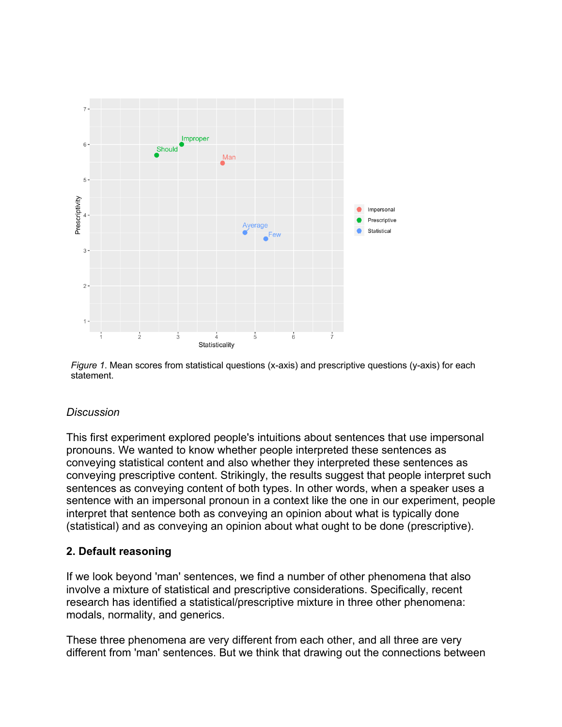*Figure 1*. Mean scores from statistical questions (x-axis) and prescriptive questions (y-axis) for each statement.

*Discussion*

This first experiment explored people's intuitions about sentences that use impersonal pronouns. We wanted to know whether people interpreted these sentences as conveying statistical content and also whether they interpreted these sentences as conveying prescriptive content. Strikingly, the results suggest that people interpret such sentences as conveying content of both types. In other words, when a speaker uses a sentence with an impersonal pronoun in a context like the one in our experiment, people interpret that sentence both as conveying an opinion about what is typically done (statistical) and as conveying an opinion about what ought to be done (prescriptive).

## 2. Default reasoning

If we look beyond 'man' sentences, we find a number of other phenomena that also involve a mixture of statistical and prescriptive considerations. Specifically, recent research has identified a statistical/prescriptive mixture in three other phenomena: modals, normality, and generics.

These three phenomena are very different from each other, and all three are very different from 'man' sentences. But we think that drawing out the connections between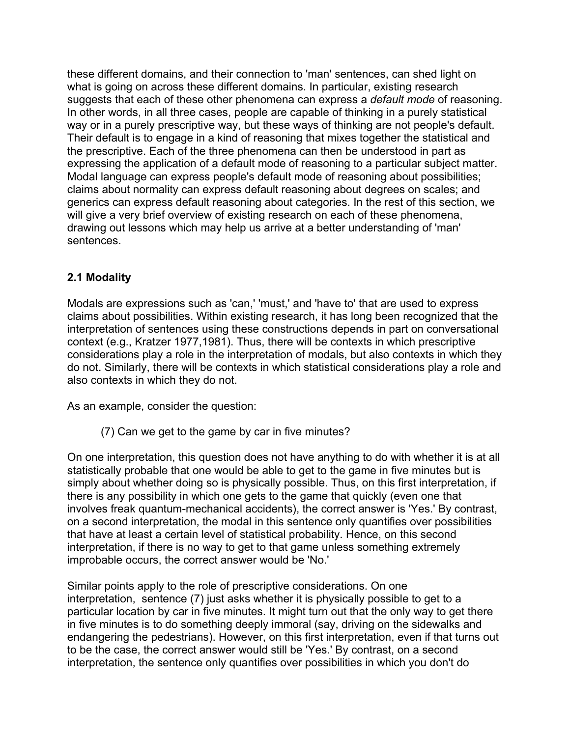these different domains, and their connection to 'man' sentences, can shed light on what is going on across these different domains. In particular, existing research suggests that each of these other phenomena can express a *default mode* of reasoning. In other words, in all three cases, people are capable of thinking in a purely statistical way or in a purely prescriptive way, but these ways of thinking are not people's default. Their default is to engage in a kind of reasoning that mixes together the statistical and the prescriptive. Each of the three phenomena can then be understood in part as expressing the application of a default mode of reasoning to a particular subject matter. Modal language can express people's default mode of reasoning about possibilities; claims about normality can express default reasoning about degrees on scales; and generics can express default reasoning about categories. In the rest of this section, we will give a very brief overview of existing research on each of these phenomena, drawing out lessons which may help us arrive at a better understanding of 'man' sentences.

### 2.1 Modality

Modals are expressions such as 'can,' 'must,' and 'have to' that are used to express claims about possibilities. Within existing research, it has long been recognized that the interpretation of sentences using these constructions depends in part on conversational context (e.g., Kratzer 1977,1981). Thus, there will be contexts in which prescriptive considerations play a role in the interpretation of modals, but also contexts in which they do not. Similarly, there will be contexts in which statistical considerations play a role and also contexts in which they do not.

As an example, consider the question:

> (7) Can we get to the game by car in five minutes?

On one interpretation, this question does not have anything to do with whether it is at all statistically probable that one would be able to get to the game in five minutes but is simply about whether doing so is physically possible. Thus, on this first interpretation, if there is any possibility in which one gets to the game that quickly (even one that involves freak quantum-mechanical accidents), the correct answer is 'Yes.' By contrast, on a second interpretation, the modal in this sentence only quantifies over possibilities that have at least a certain level of statistical probability. Hence, on this second interpretation, if there is no way to get to that game unless something extremely improbable occurs, the correct answer would be 'No.'

Similar points apply to the role of prescriptive considerations. On one interpretation, sentence (7) just asks whether it is physically possible to get to a particular location by car in five minutes. It might turn out that the only way to get there in five minutes is to do something deeply immoral (say, driving on the sidewalks and endangering the pedestrians). However, on this first interpretation, even if that turns out to be the case, the correct answer would still be 'Yes.' By contrast, on a second interpretation, the sentence only quantifies over possibilities in which you don't do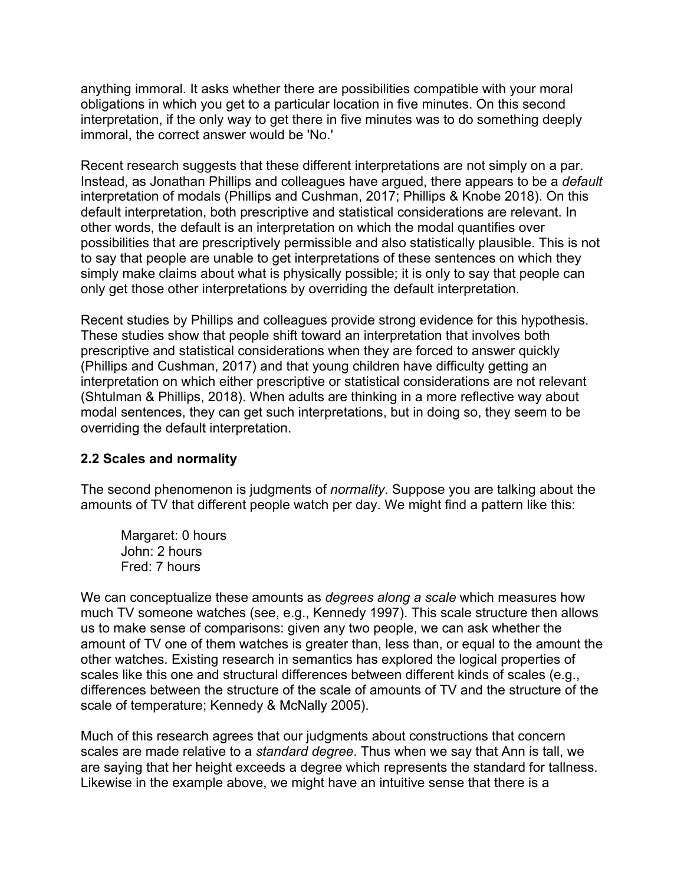anything immoral. It asks whether there are possibilities compatible with your moral obligations in which you get to a particular location in five minutes. On this second interpretation, if the only way to get there in five minutes was to do something deeply immoral, the correct answer would be 'No.'

Recent research suggests that these different interpretations are not simply on a par. Instead, as Jonathan Phillips and colleagues have argued, there appears to be a *default* interpretation of modals (Phillips and Cushman, 2017; Phillips & Knobe 2018). On this default interpretation, both prescriptive and statistical considerations are relevant. In other words, the default is an interpretation on which the modal quantifies over possibilities that are prescriptively permissible and also statistically plausible. This is not to say that people are unable to get interpretations of these sentences on which they simply make claims about what is physically possible; it is only to say that people can only get those other interpretations by overriding the default interpretation.

Recent studies by Phillips and colleagues provide strong evidence for this hypothesis. These studies show that people shift toward an interpretation that involves both prescriptive and statistical considerations when they are forced to answer quickly (Phillips and Cushman, 2017) and that young children have difficulty getting an interpretation on which either prescriptive or statistical considerations are not relevant (Shtulman & Phillips, 2018). When adults are thinking in a more reflective way about modal sentences, they can get such interpretations, but in doing so, they seem to be overriding the default interpretation.

### 2.2 Scales and normality

The second phenomenon is judgments of *normality*. Suppose you are talking about the amounts of TV that different people watch per day. We might find a pattern like this:

> Margaret: 0 hours
> John: 2 hours
> Fred: 7 hours

We can conceptualize these amounts as *degrees along a scale* which measures how much TV someone watches (see, e.g., Kennedy 1997). This scale structure then allows us to make sense of comparisons: given any two people, we can ask whether the amount of TV one of them watches is greater than, less than, or equal to the amount the other watches. Existing research in semantics has explored the logical properties of scales like this one and structural differences between different kinds of scales (e.g., differences between the structure of the scale of amounts of TV and the structure of the scale of temperature; Kennedy & McNally 2005).

Much of this research agrees that our judgments about constructions that concern scales are made relative to a *standard degree*. Thus when we say that Ann is tall, we are saying that her height exceeds a degree which represents the standard for tallness. Likewise in the example above, we might have an intuitive sense that there is a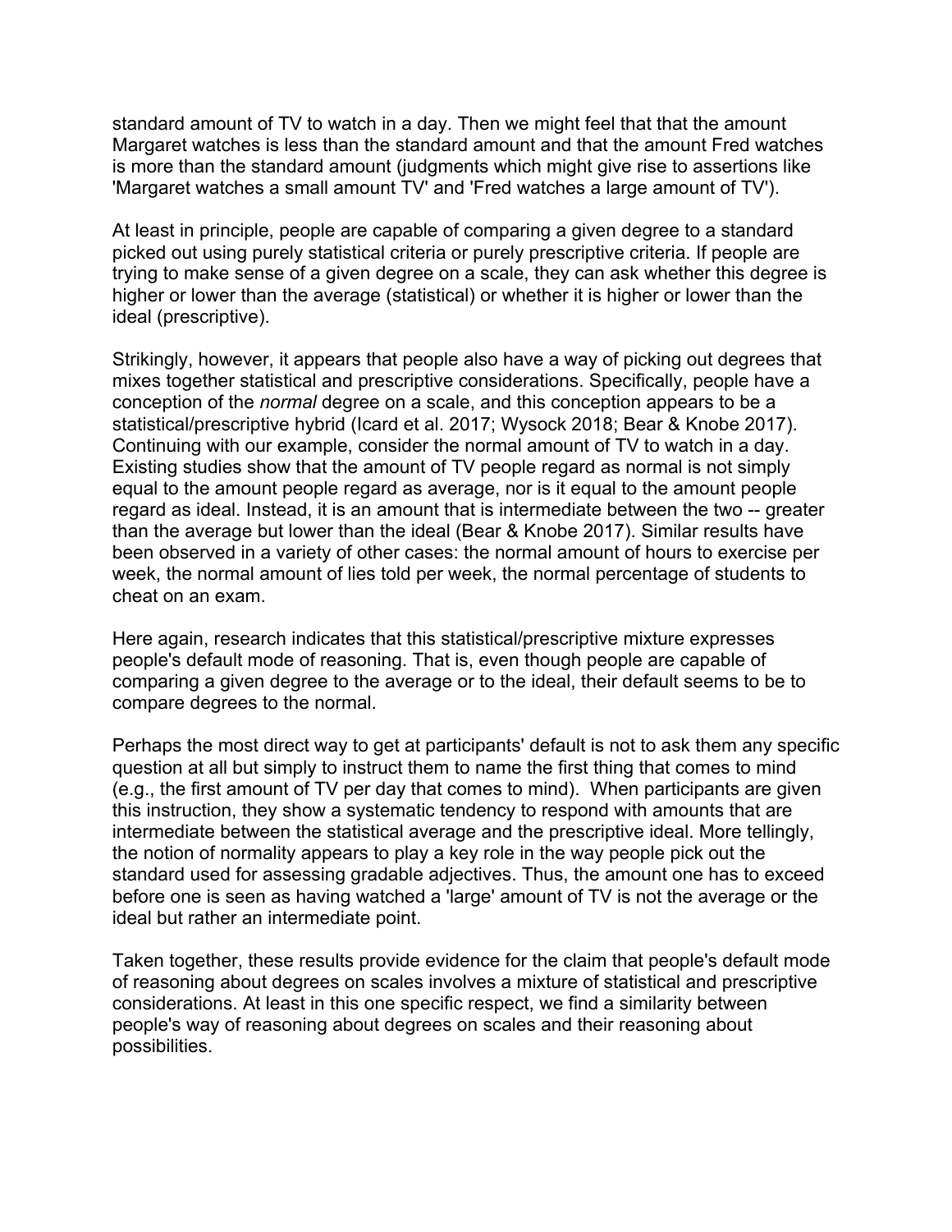standard amount of TV to watch in a day. Then we might feel that that the amount Margaret watches is less than the standard amount and that the amount Fred watches is more than the standard amount (judgments which might give rise to assertions like 'Margaret watches a small amount TV' and 'Fred watches a large amount of TV').

At least in principle, people are capable of comparing a given degree to a standard picked out using purely statistical criteria or purely prescriptive criteria. If people are trying to make sense of a given degree on a scale, they can ask whether this degree is higher or lower than the average (statistical) or whether it is higher or lower than the ideal (prescriptive).

Strikingly, however, it appears that people also have a way of picking out degrees that mixes together statistical and prescriptive considerations. Specifically, people have a conception of the *normal* degree on a scale, and this conception appears to be a statistical/prescriptive hybrid (Icard et al. 2017; Wysock 2018; Bear & Knobe 2017). Continuing with our example, consider the normal amount of TV to watch in a day. Existing studies show that the amount of TV people regard as normal is not simply equal to the amount people regard as average, nor is it equal to the amount people regard as ideal. Instead, it is an amount that is intermediate between the two -- greater than the average but lower than the ideal (Bear & Knobe 2017). Similar results have been observed in a variety of other cases: the normal amount of hours to exercise per week, the normal amount of lies told per week, the normal percentage of students to cheat on an exam.

Here again, research indicates that this statistical/prescriptive mixture expresses people's default mode of reasoning. That is, even though people are capable of comparing a given degree to the average or to the ideal, their default seems to be to compare degrees to the normal.

Perhaps the most direct way to get at participants' default is not to ask them any specific question at all but simply to instruct them to name the first thing that comes to mind (e.g., the first amount of TV per day that comes to mind). When participants are given this instruction, they show a systematic tendency to respond with amounts that are intermediate between the statistical average and the prescriptive ideal. More tellingly, the notion of normality appears to play a key role in the way people pick out the standard used for assessing gradable adjectives. Thus, the amount one has to exceed before one is seen as having watched a 'large' amount of TV is not the average or the ideal but rather an intermediate point.

Taken together, these results provide evidence for the claim that people's default mode of reasoning about degrees on scales involves a mixture of statistical and prescriptive considerations. At least in this one specific respect, we find a similarity between people's way of reasoning about degrees on scales and their reasoning about possibilities.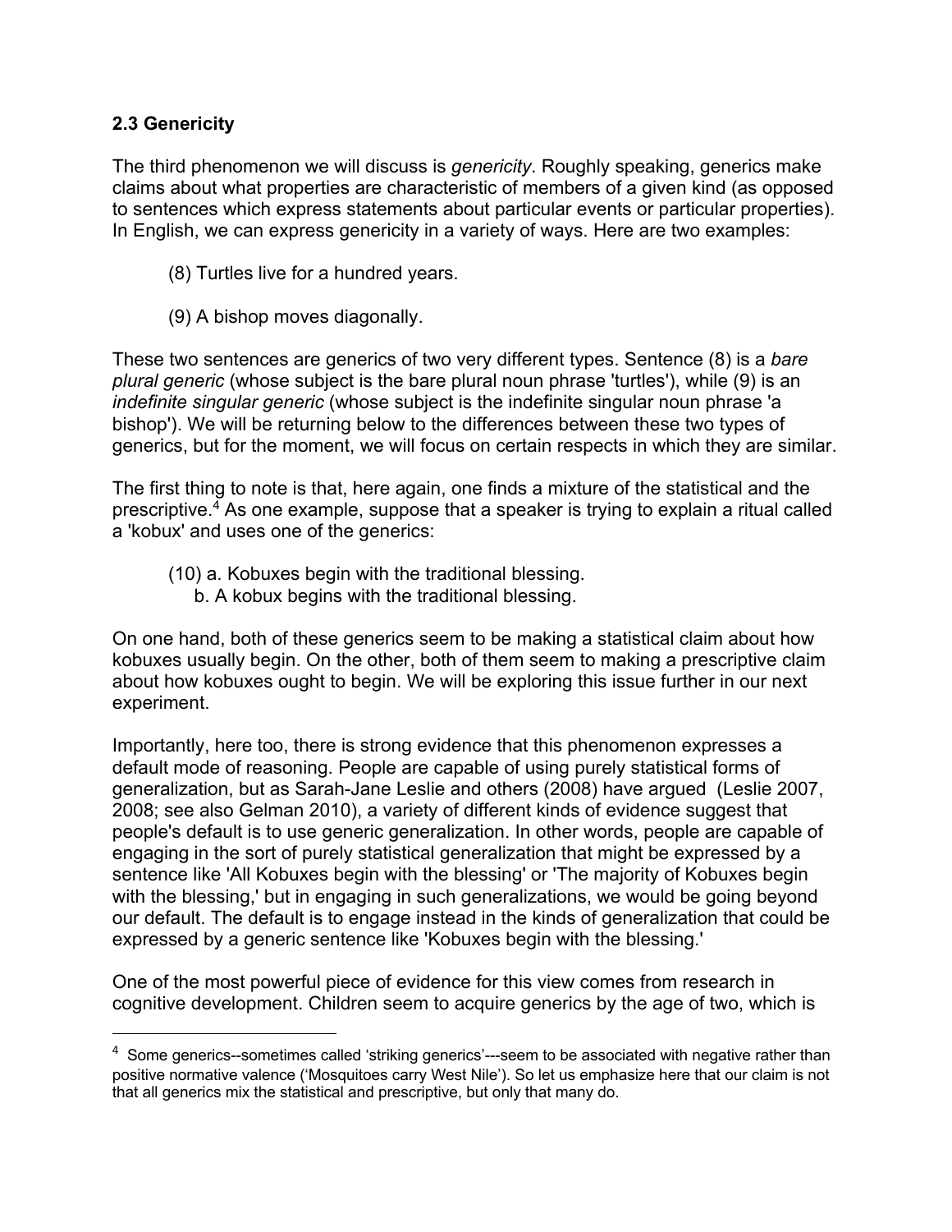### 2.3 Genericity

The third phenomenon we will discuss is *genericity*. Roughly speaking, generics make claims about what properties are characteristic of members of a given kind (as opposed to sentences which express statements about particular events or particular properties). In English, we can express genericity in a variety of ways. Here are two examples:

(8) Turtles live for a hundred years.

(9) A bishop moves diagonally.

These two sentences are generics of two very different types. Sentence (8) is a *bare plural generic* (whose subject is the bare plural noun phrase 'turtles'), while (9) is an *indefinite singular generic* (whose subject is the indefinite singular noun phrase 'a bishop'). We will be returning below to the differences between these two types of generics, but for the moment, we will focus on certain respects in which they are similar.

The first thing to note is that, here again, one finds a mixture of the statistical and the prescriptive.[4] As one example, suppose that a speaker is trying to explain a ritual called a 'kobux' and uses one of the generics:

(10) a. Kobuxes begin with the traditional blessing.
b. A kobux begins with the traditional blessing.

On one hand, both of these generics seem to be making a statistical claim about how kobuxes usually begin. On the other, both of them seem to making a prescriptive claim about how kobuxes ought to begin. We will be exploring this issue further in our next experiment.

Importantly, here too, there is strong evidence that this phenomenon expresses a default mode of reasoning. People are capable of using purely statistical forms of generalization, but as Sarah-Jane Leslie and others (2008) have argued (Leslie 2007, 2008; see also Gelman 2010), a variety of different kinds of evidence suggest that people's default is to use generic generalization. In other words, people are capable of engaging in the sort of purely statistical generalization that might be expressed by a sentence like 'All Kobuxes begin with the blessing' or 'The majority of Kobuxes begin with the blessing,' but in engaging in such generalizations, we would be going beyond our default. The default is to engage instead in the kinds of generalization that could be expressed by a generic sentence like 'Kobuxes begin with the blessing.'

One of the most powerful piece of evidence for this view comes from research in cognitive development. Children seem to acquire generics by the age of two, which is

[4] Some generics--sometimes called 'striking generics'---seem to be associated with negative rather than positive normative valence ('Mosquitoes carry West Nile'). So let us emphasize here that our claim is not that all generics mix the statistical and prescriptive, but only that many do.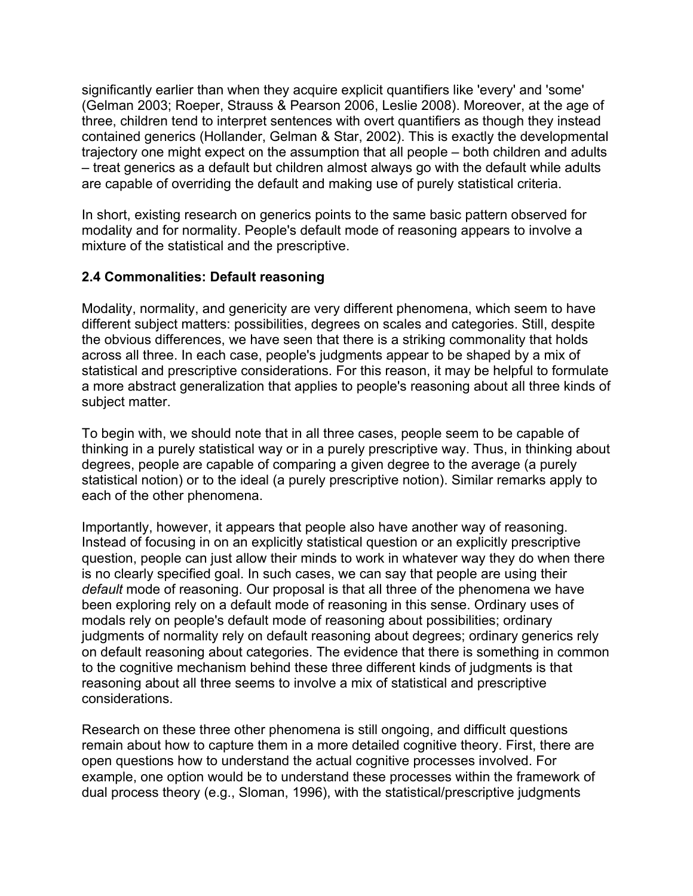significantly earlier than when they acquire explicit quantifiers like 'every' and 'some' (Gelman 2003; Roeper, Strauss & Pearson 2006, Leslie 2008). Moreover, at the age of three, children tend to interpret sentences with overt quantifiers as though they instead contained generics (Hollander, Gelman & Star, 2002). This is exactly the developmental trajectory one might expect on the assumption that all people – both children and adults – treat generics as a default but children almost always go with the default while adults are capable of overriding the default and making use of purely statistical criteria.

In short, existing research on generics points to the same basic pattern observed for modality and for normality. People's default mode of reasoning appears to involve a mixture of the statistical and the prescriptive.

### 2.4 Commonalities: Default reasoning

Modality, normality, and genericity are very different phenomena, which seem to have different subject matters: possibilities, degrees on scales and categories. Still, despite the obvious differences, we have seen that there is a striking commonality that holds across all three. In each case, people's judgments appear to be shaped by a mix of statistical and prescriptive considerations. For this reason, it may be helpful to formulate a more abstract generalization that applies to people's reasoning about all three kinds of subject matter.

To begin with, we should note that in all three cases, people seem to be capable of thinking in a purely statistical way or in a purely prescriptive way. Thus, in thinking about degrees, people are capable of comparing a given degree to the average (a purely statistical notion) or to the ideal (a purely prescriptive notion). Similar remarks apply to each of the other phenomena.

Importantly, however, it appears that people also have another way of reasoning. Instead of focusing in on an explicitly statistical question or an explicitly prescriptive question, people can just allow their minds to work in whatever way they do when there is no clearly specified goal. In such cases, we can say that people are using their *default* mode of reasoning. Our proposal is that all three of the phenomena we have been exploring rely on a default mode of reasoning in this sense. Ordinary uses of modals rely on people's default mode of reasoning about possibilities; ordinary judgments of normality rely on default reasoning about degrees; ordinary generics rely on default reasoning about categories. The evidence that there is something in common to the cognitive mechanism behind these three different kinds of judgments is that reasoning about all three seems to involve a mix of statistical and prescriptive considerations.

Research on these three other phenomena is still ongoing, and difficult questions remain about how to capture them in a more detailed cognitive theory. First, there are open questions how to understand the actual cognitive processes involved. For example, one option would be to understand these processes within the framework of dual process theory (e.g., Sloman, 1996), with the statistical/prescriptive judgments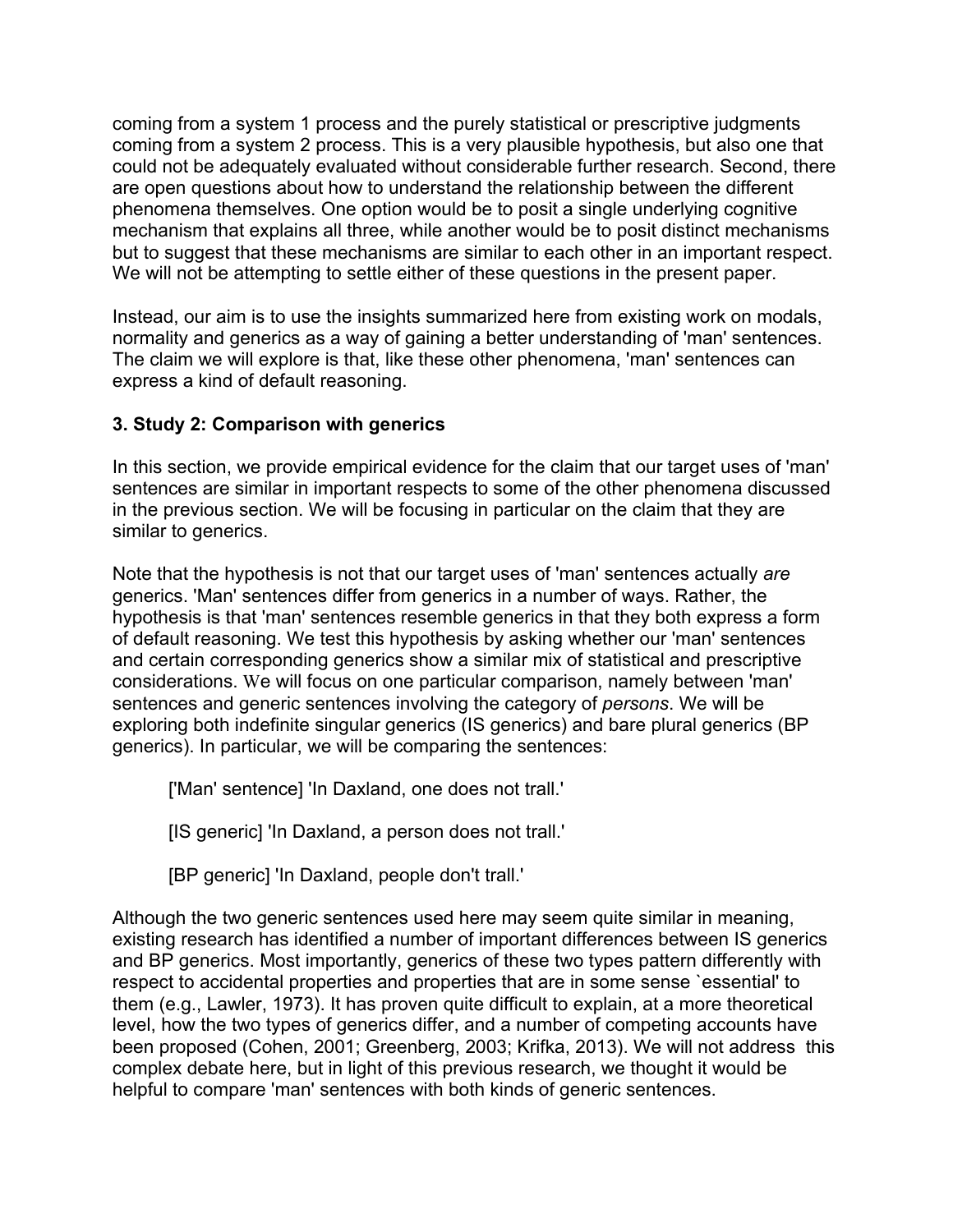coming from a system 1 process and the purely statistical or prescriptive judgments coming from a system 2 process. This is a very plausible hypothesis, but also one that could not be adequately evaluated without considerable further research. Second, there are open questions about how to understand the relationship between the different phenomena themselves. One option would be to posit a single underlying cognitive mechanism that explains all three, while another would be to posit distinct mechanisms but to suggest that these mechanisms are similar to each other in an important respect. We will not be attempting to settle either of these questions in the present paper.

Instead, our aim is to use the insights summarized here from existing work on modals, normality and generics as a way of gaining a better understanding of 'man' sentences. The claim we will explore is that, like these other phenomena, 'man' sentences can express a kind of default reasoning.

### 3. Study 2: Comparison with generics

In this section, we provide empirical evidence for the claim that our target uses of 'man' sentences are similar in important respects to some of the other phenomena discussed in the previous section. We will be focusing in particular on the claim that they are similar to generics.

Note that the hypothesis is not that our target uses of 'man' sentences actually *are* generics. 'Man' sentences differ from generics in a number of ways. Rather, the hypothesis is that 'man' sentences resemble generics in that they both express a form of default reasoning. We test this hypothesis by asking whether our 'man' sentences and certain corresponding generics show a similar mix of statistical and prescriptive considerations. We will focus on one particular comparison, namely between 'man' sentences and generic sentences involving the category of *persons*. We will be exploring both indefinite singular generics (IS generics) and bare plural generics (BP generics). In particular, we will be comparing the sentences:

> ['Man' sentence] 'In Daxland, one does not trall.'
>
> [IS generic] 'In Daxland, a person does not trall.'
>
> [BP generic] 'In Daxland, people don't trall.'

Although the two generic sentences used here may seem quite similar in meaning, existing research has identified a number of important differences between IS generics and BP generics. Most importantly, generics of these two types pattern differently with respect to accidental properties and properties that are in some sense `essential' to them (e.g., Lawler, 1973). It has proven quite difficult to explain, at a more theoretical level, how the two types of generics differ, and a number of competing accounts have been proposed (Cohen, 2001; Greenberg, 2003; Krifka, 2013). We will not address this complex debate here, but in light of this previous research, we thought it would be helpful to compare 'man' sentences with both kinds of generic sentences.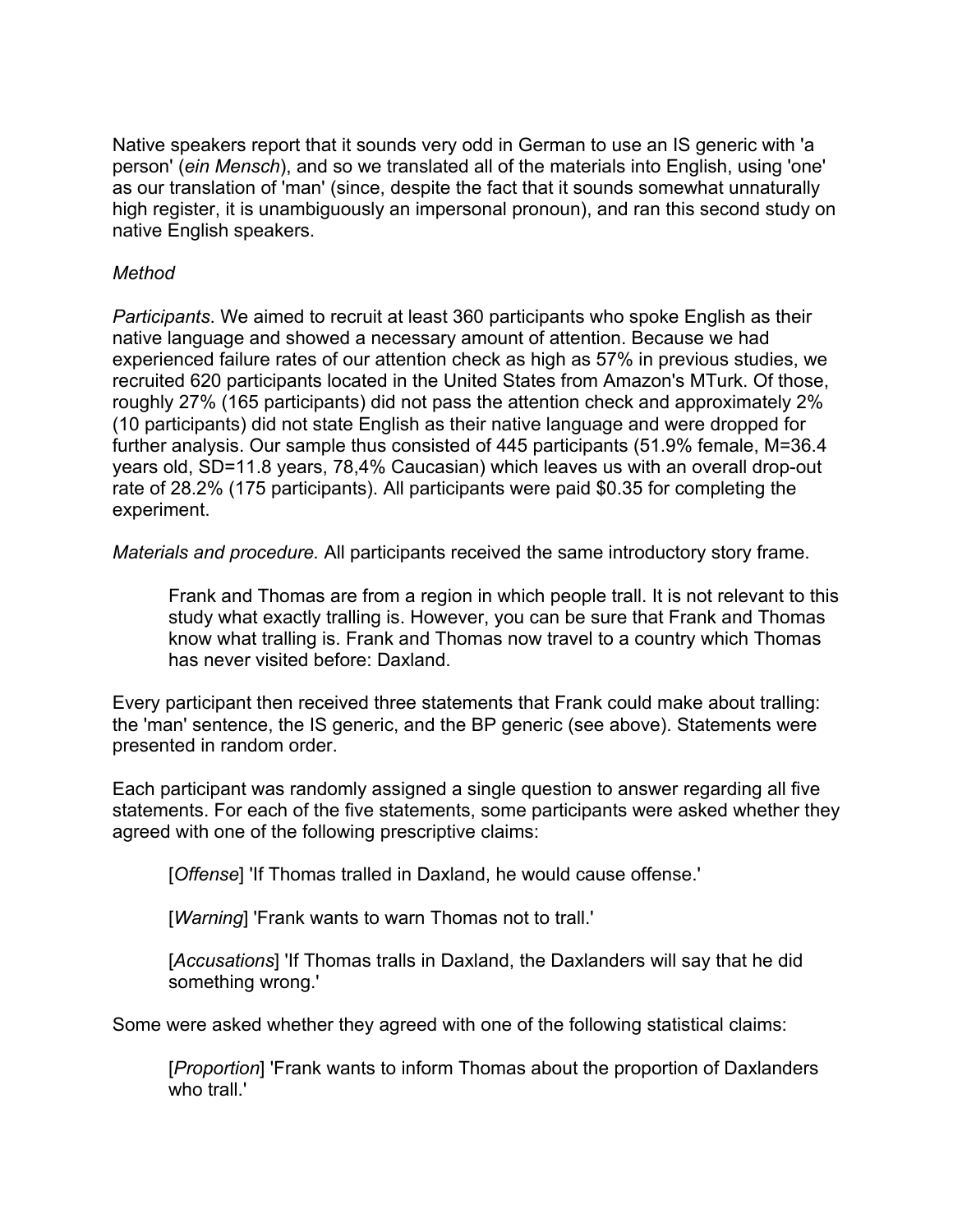Native speakers report that it sounds very odd in German to use an IS generic with 'a person' (*ein Mensch*), and so we translated all of the materials into English, using 'one' as our translation of 'man' (since, despite the fact that it sounds somewhat unnaturally high register, it is unambiguously an impersonal pronoun), and ran this second study on native English speakers.

*Method*

*Participants*. We aimed to recruit at least 360 participants who spoke English as their native language and showed a necessary amount of attention. Because we had experienced failure rates of our attention check as high as 57% in previous studies, we recruited 620 participants located in the United States from Amazon's MTurk. Of those, roughly 27% (165 participants) did not pass the attention check and approximately 2% (10 participants) did not state English as their native language and were dropped for further analysis. Our sample thus consisted of 445 participants (51.9% female, M=36.4 years old, SD=11.8 years, 78,4% Caucasian) which leaves us with an overall drop-out rate of 28.2% (175 participants). All participants were paid $0.35 for completing the experiment.

*Materials and procedure.* All participants received the same introductory story frame.

> Frank and Thomas are from a region in which people trall. It is not relevant to this study what exactly tralling is. However, you can be sure that Frank and Thomas know what tralling is. Frank and Thomas now travel to a country which Thomas has never visited before: Daxland.

Every participant then received three statements that Frank could make about tralling: the 'man' sentence, the IS generic, and the BP generic (see above). Statements were presented in random order.

Each participant was randomly assigned a single question to answer regarding all five statements. For each of the five statements, some participants were asked whether they agreed with one of the following prescriptive claims:

> [*Offense*] 'If Thomas tralled in Daxland, he would cause offense.'
>
> [*Warning*] 'Frank wants to warn Thomas not to trall.'
>
> [*Accusations*] 'If Thomas tralls in Daxland, the Daxlanders will say that he did something wrong.'

Some were asked whether they agreed with one of the following statistical claims:

> [*Proportion*] 'Frank wants to inform Thomas about the proportion of Daxlanders who trall.'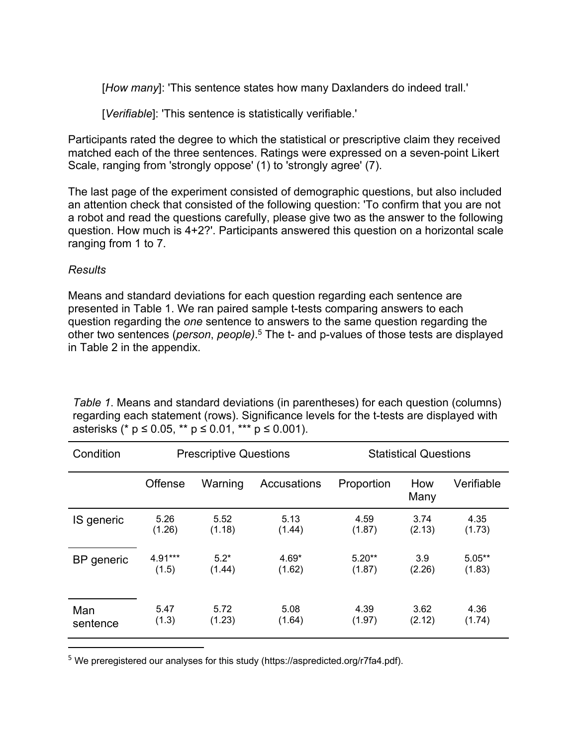[*How many*]: 'This sentence states how many Daxlanders do indeed trall.'

[*Verifiable*]: 'This sentence is statistically verifiable.'

Participants rated the degree to which the statistical or prescriptive claim they received matched each of the three sentences. Ratings were expressed on a seven-point Likert Scale, ranging from 'strongly oppose' (1) to 'strongly agree' (7).

The last page of the experiment consisted of demographic questions, but also included an attention check that consisted of the following question: 'To confirm that you are not a robot and read the questions carefully, please give two as the answer to the following question. How much is 4+2?'. Participants answered this question on a horizontal scale ranging from 1 to 7.

*Results*

Means and standard deviations for each question regarding each sentence are presented in Table 1. We ran paired sample t-tests comparing answers to each question regarding the *one* sentence to answers to the same question regarding the other two sentences (*person*, *people)*.[5] The t- and p-values of those tests are displayed in Table 2 in the appendix.

*Table 1*. Means and standard deviations (in parentheses) for each question (columns) regarding each statement (rows). Significance levels for the t-tests are displayed with asterisks (* $p \leq 0.05$, ** $p \leq 0.01$, *** $p \leq 0.001$).

| Condition | Prescriptive Questions | | | Statistical Questions | | |
|---|---|---|---|---|---|---|
| | Offense | Warning | Accusations | Proportion | How Many | Verifiable |
| IS generic | 5.26 (1.26) | 5.52 (1.18) | 5.13 (1.44) | 4.59 (1.87) | 3.74 (2.13) | 4.35 (1.73) |
| BP generic | 4.91*** (1.5) | 5.2* (1.44) | 4.69* (1.62) | 5.20** (1.87) | 3.9 (2.26) | 5.05** (1.83) |
| Man sentence | 5.47 (1.3) | 5.72 (1.23) | 5.08 (1.64) | 4.39 (1.97) | 3.62 (2.12) | 4.36 (1.74) |

[5] We preregistered our analyses for this study (https://aspredicted.org/r7fa4.pdf).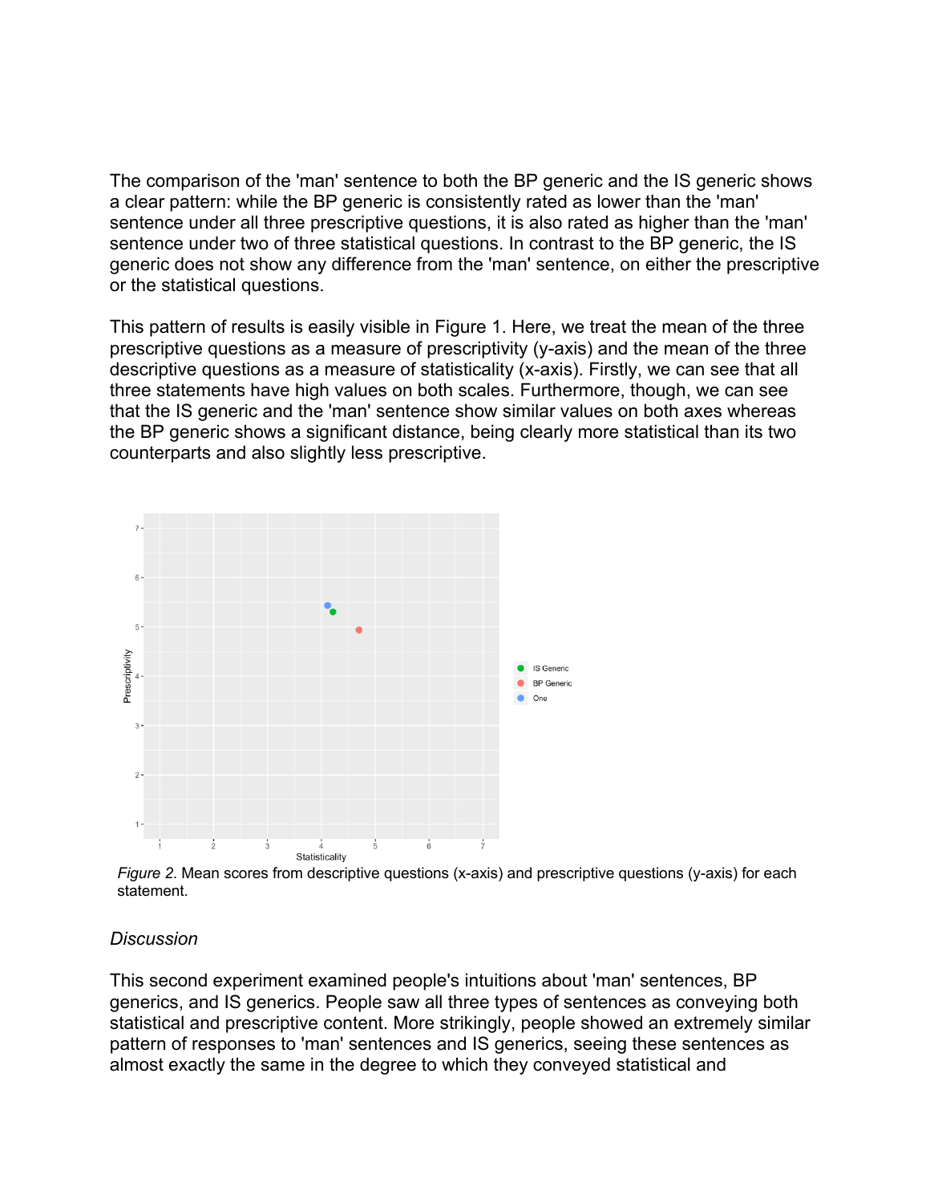The comparison of the 'man' sentence to both the BP generic and the IS generic shows a clear pattern: while the BP generic is consistently rated as lower than the 'man' sentence under all three prescriptive questions, it is also rated as higher than the 'man' sentence under two of three statistical questions. In contrast to the BP generic, the IS generic does not show any difference from the 'man' sentence, on either the prescriptive or the statistical questions.

This pattern of results is easily visible in Figure 1. Here, we treat the mean of the three prescriptive questions as a measure of prescriptivity (y-axis) and the mean of the three descriptive questions as a measure of statisticality (x-axis). Firstly, we can see that all three statements have high values on both scales. Furthermore, though, we can see that the IS generic and the 'man' sentence show similar values on both axes whereas the BP generic shows a significant distance, being clearly more statistical than its two counterparts and also slightly less prescriptive.

*Figure 2*. Mean scores from descriptive questions (x-axis) and prescriptive questions (y-axis) for each statement.

*Discussion*

This second experiment examined people's intuitions about 'man' sentences, BP generics, and IS generics. People saw all three types of sentences as conveying both statistical and prescriptive content. More strikingly, people showed an extremely similar pattern of responses to 'man' sentences and IS generics, seeing these sentences as almost exactly the same in the degree to which they conveyed statistical and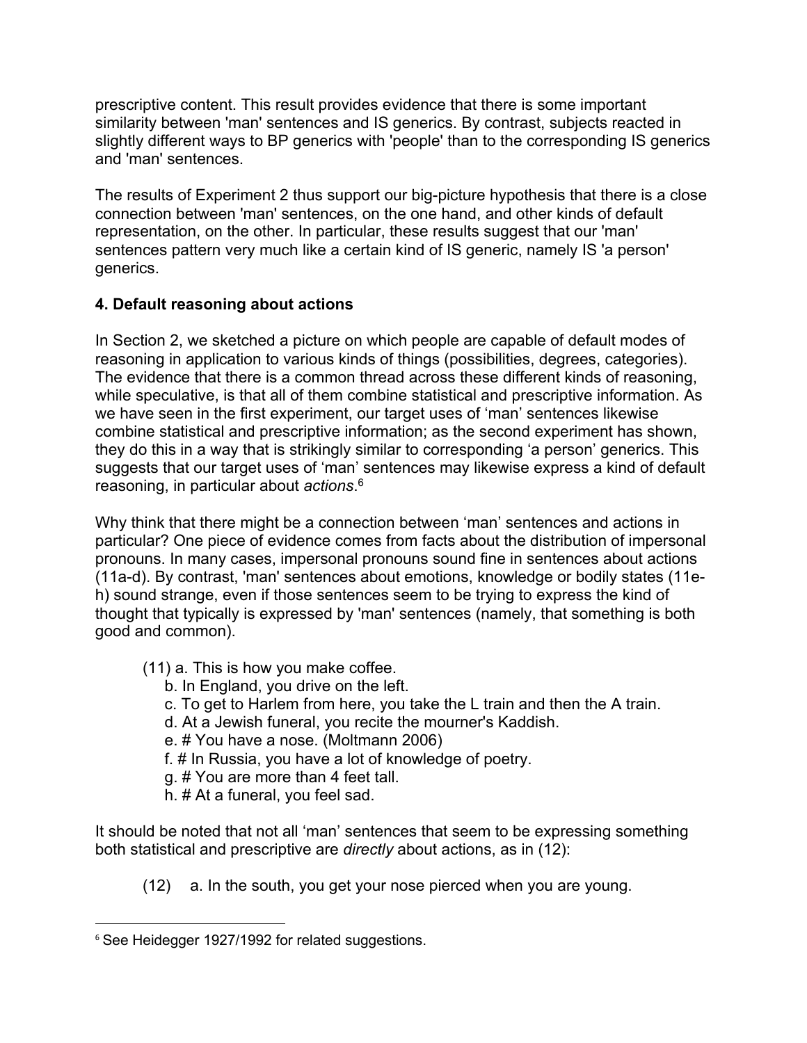prescriptive content. This result provides evidence that there is some important similarity between 'man' sentences and IS generics. By contrast, subjects reacted in slightly different ways to BP generics with 'people' than to the corresponding IS generics and 'man' sentences.

The results of Experiment 2 thus support our big-picture hypothesis that there is a close connection between 'man' sentences, on the one hand, and other kinds of default representation, on the other. In particular, these results suggest that our 'man' sentences pattern very much like a certain kind of IS generic, namely IS 'a person' generics.

## 4. Default reasoning about actions

In Section 2, we sketched a picture on which people are capable of default modes of reasoning in application to various kinds of things (possibilities, degrees, categories). The evidence that there is a common thread across these different kinds of reasoning, while speculative, is that all of them combine statistical and prescriptive information. As we have seen in the first experiment, our target uses of 'man' sentences likewise combine statistical and prescriptive information; as the second experiment has shown, they do this in a way that is strikingly similar to corresponding 'a person' generics. This suggests that our target uses of 'man' sentences may likewise express a kind of default reasoning, in particular about *actions*.[6]

Why think that there might be a connection between 'man' sentences and actions in particular? One piece of evidence comes from facts about the distribution of impersonal pronouns. In many cases, impersonal pronouns sound fine in sentences about actions (11a-d). By contrast, 'man' sentences about emotions, knowledge or bodily states (11e-h) sound strange, even if those sentences seem to be trying to express the kind of thought that typically is expressed by 'man' sentences (namely, that something is both good and common).

(11) a. This is how you make coffee.  
b. In England, you drive on the left.  
c. To get to Harlem from here, you take the L train and then the A train.  
d. At a Jewish funeral, you recite the mourner's Kaddish.  
e. # You have a nose. (Moltmann 2006)  
f. # In Russia, you have a lot of knowledge of poetry.  
g. # You are more than 4 feet tall.  
h. # At a funeral, you feel sad.

It should be noted that not all 'man' sentences that seem to be expressing something both statistical and prescriptive are *directly* about actions, as in (12):

(12) a. In the south, you get your nose pierced when you are young.

---

[6] See Heidegger 1927/1992 for related suggestions.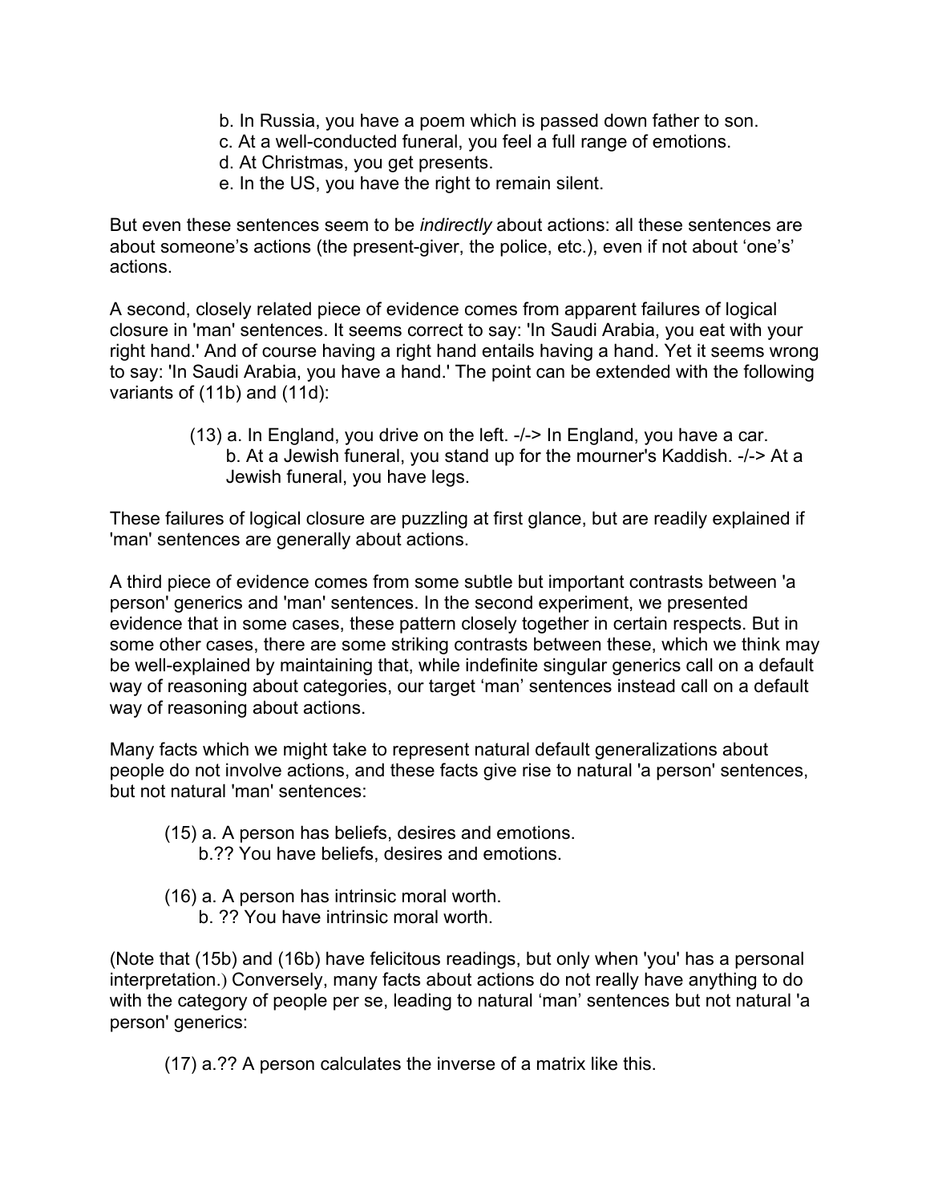b. In Russia, you have a poem which is passed down father to son.
c. At a well-conducted funeral, you feel a full range of emotions.
d. At Christmas, you get presents.
e. In the US, you have the right to remain silent.

But even these sentences seem to be *indirectly* about actions: all these sentences are about someone's actions (the present-giver, the police, etc.), even if not about 'one's' actions.

A second, closely related piece of evidence comes from apparent failures of logical closure in 'man' sentences. It seems correct to say: 'In Saudi Arabia, you eat with your right hand.' And of course having a right hand entails having a hand. Yet it seems wrong to say: 'In Saudi Arabia, you have a hand.' The point can be extended with the following variants of (11b) and (11d):

(13) a. In England, you drive on the left. -/-> In England, you have a car.
b. At a Jewish funeral, you stand up for the mourner's Kaddish. -/-> At a Jewish funeral, you have legs.

These failures of logical closure are puzzling at first glance, but are readily explained if 'man' sentences are generally about actions.

A third piece of evidence comes from some subtle but important contrasts between 'a person' generics and 'man' sentences. In the second experiment, we presented evidence that in some cases, these pattern closely together in certain respects. But in some other cases, there are some striking contrasts between these, which we think may be well-explained by maintaining that, while indefinite singular generics call on a default way of reasoning about categories, our target 'man' sentences instead call on a default way of reasoning about actions.

Many facts which we might take to represent natural default generalizations about people do not involve actions, and these facts give rise to natural 'a person' sentences, but not natural 'man' sentences:

(15) a. A person has beliefs, desires and emotions.
b.?? You have beliefs, desires and emotions.

(16) a. A person has intrinsic moral worth.
b. ?? You have intrinsic moral worth.

(Note that (15b) and (16b) have felicitous readings, but only when 'you' has a personal interpretation.) Conversely, many facts about actions do not really have anything to do with the category of people per se, leading to natural 'man' sentences but not natural 'a person' generics:

(17) a.?? A person calculates the inverse of a matrix like this.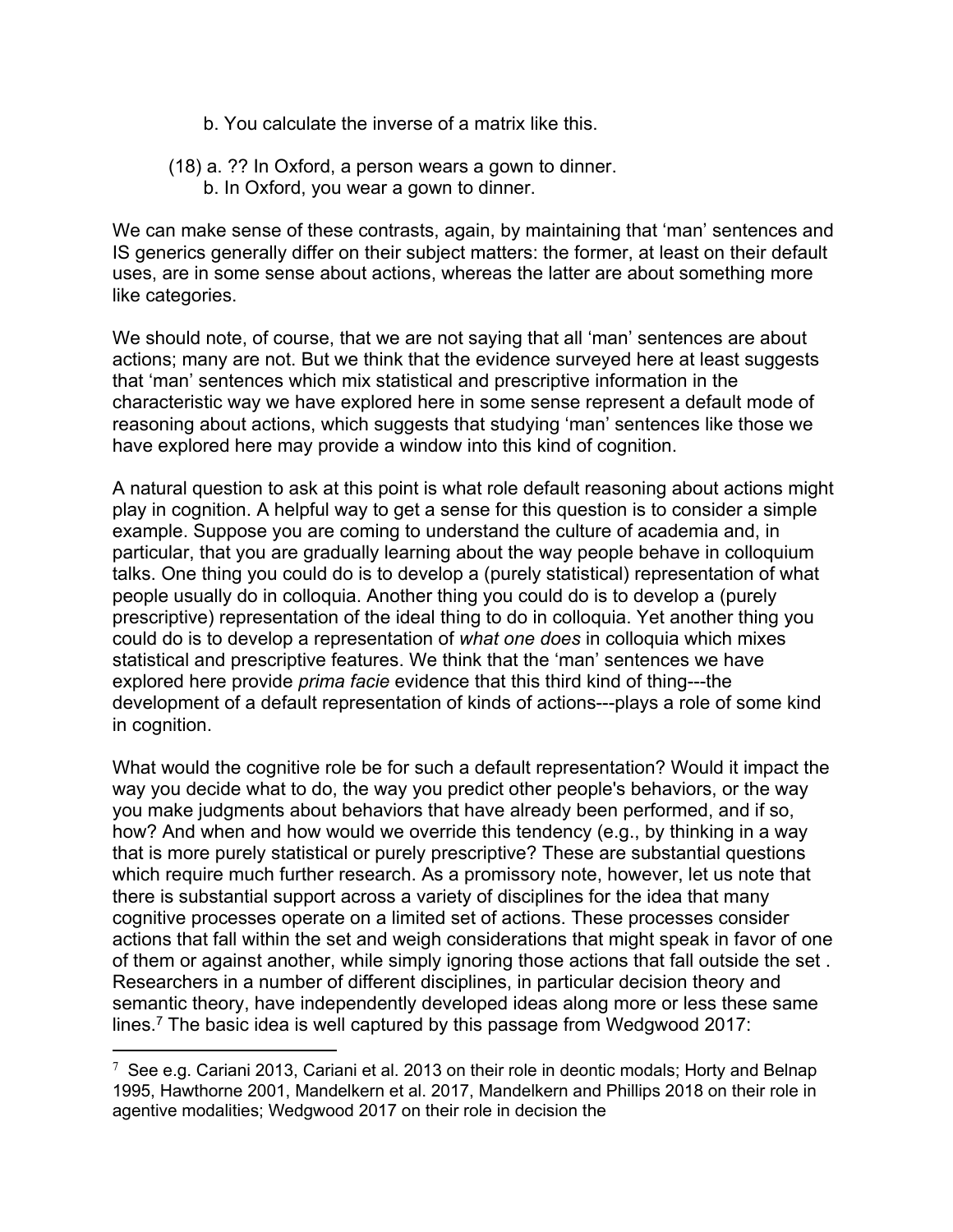b. You calculate the inverse of a matrix like this.

(18) a. ?? In Oxford, a person wears a gown to dinner.
b. In Oxford, you wear a gown to dinner.

We can make sense of these contrasts, again, by maintaining that 'man' sentences and IS generics generally differ on their subject matters: the former, at least on their default uses, are in some sense about actions, whereas the latter are about something more like categories.

We should note, of course, that we are not saying that all 'man' sentences are about actions; many are not. But we think that the evidence surveyed here at least suggests that 'man' sentences which mix statistical and prescriptive information in the characteristic way we have explored here in some sense represent a default mode of reasoning about actions, which suggests that studying 'man' sentences like those we have explored here may provide a window into this kind of cognition.

A natural question to ask at this point is what role default reasoning about actions might play in cognition. A helpful way to get a sense for this question is to consider a simple example. Suppose you are coming to understand the culture of academia and, in particular, that you are gradually learning about the way people behave in colloquium talks. One thing you could do is to develop a (purely statistical) representation of what people usually do in colloquia. Another thing you could do is to develop a (purely prescriptive) representation of the ideal thing to do in colloquia. Yet another thing you could do is to develop a representation of *what one does* in colloquia which mixes statistical and prescriptive features. We think that the 'man' sentences we have explored here provide *prima facie* evidence that this third kind of thing---the development of a default representation of kinds of actions---plays a role of some kind in cognition.

What would the cognitive role be for such a default representation? Would it impact the way you decide what to do, the way you predict other people's behaviors, or the way you make judgments about behaviors that have already been performed, and if so, how? And when and how would we override this tendency (e.g., by thinking in a way that is more purely statistical or purely prescriptive? These are substantial questions which require much further research. As a promissory note, however, let us note that there is substantial support across a variety of disciplines for the idea that many cognitive processes operate on a limited set of actions. These processes consider actions that fall within the set and weigh considerations that might speak in favor of one of them or against another, while simply ignoring those actions that fall outside the set . Researchers in a number of different disciplines, in particular decision theory and semantic theory, have independently developed ideas along more or less these same lines.[7] The basic idea is well captured by this passage from Wedgwood 2017:

[7] See e.g. Cariani 2013, Cariani et al. 2013 on their role in deontic modals; Horty and Belnap 1995, Hawthorne 2001, Mandelkern et al. 2017, Mandelkern and Phillips 2018 on their role in agentive modalities; Wedgwood 2017 on their role in decision the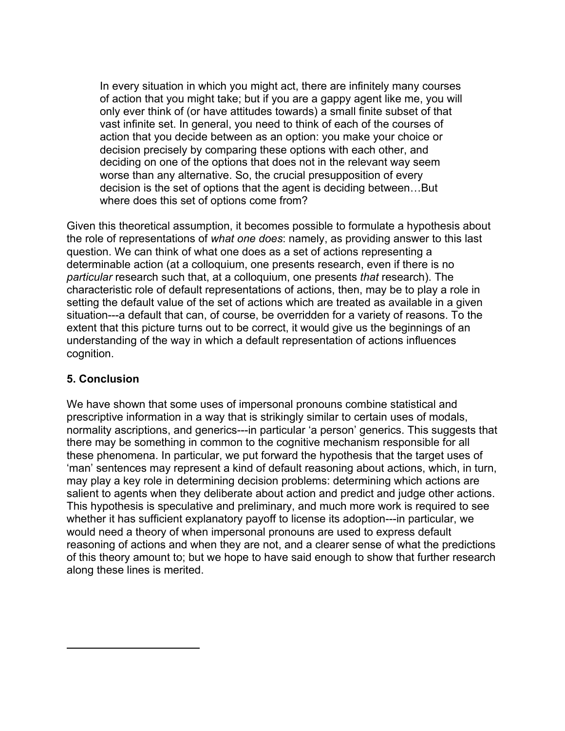> In every situation in which you might act, there are infinitely many courses of action that you might take; but if you are a gappy agent like me, you will only ever think of (or have attitudes towards) a small finite subset of that vast infinite set. In general, you need to think of each of the courses of action that you decide between as an option: you make your choice or decision precisely by comparing these options with each other, and deciding on one of the options that does not in the relevant way seem worse than any alternative. So, the crucial presupposition of every decision is the set of options that the agent is deciding between…But where does this set of options come from?

Given this theoretical assumption, it becomes possible to formulate a hypothesis about the role of representations of *what one does*: namely, as providing answer to this last question. We can think of what one does as a set of actions representing a determinable action (at a colloquium, one presents research, even if there is no *particular* research such that, at a colloquium, one presents *that* research). The characteristic role of default representations of actions, then, may be to play a role in setting the default value of the set of actions which are treated as available in a given situation---a default that can, of course, be overridden for a variety of reasons. To the extent that this picture turns out to be correct, it would give us the beginnings of an understanding of the way in which a default representation of actions influences cognition.

## 5. Conclusion

We have shown that some uses of impersonal pronouns combine statistical and prescriptive information in a way that is strikingly similar to certain uses of modals, normality ascriptions, and generics---in particular 'a person' generics. This suggests that there may be something in common to the cognitive mechanism responsible for all these phenomena. In particular, we put forward the hypothesis that the target uses of 'man' sentences may represent a kind of default reasoning about actions, which, in turn, may play a key role in determining decision problems: determining which actions are salient to agents when they deliberate about action and predict and judge other actions. This hypothesis is speculative and preliminary, and much more work is required to see whether it has sufficient explanatory payoff to license its adoption---in particular, we would need a theory of when impersonal pronouns are used to express default reasoning of actions and when they are not, and a clearer sense of what the predictions of this theory amount to; but we hope to have said enough to show that further research along these lines is merited.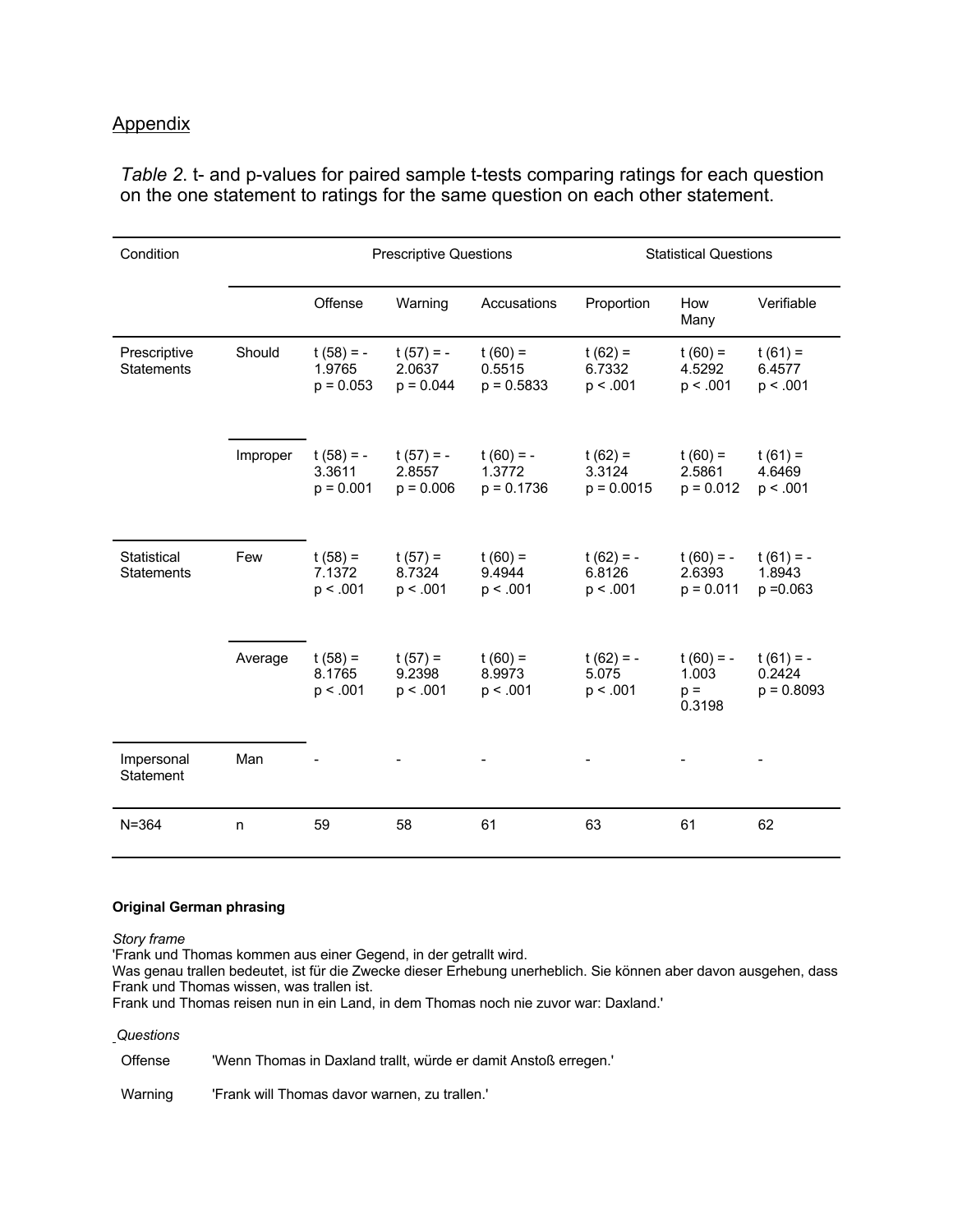## Appendix

*Table 2*. t- and p-values for paired sample t-tests comparing ratings for each question on the one statement to ratings for the same question on each other statement.

| Condition | | Prescriptive Questions | | | Statistical Questions | | |
|---|---|---|---|---|---|---|---|
| | | Offense | Warning | Accusations | Proportion | How Many | Verifiable |
| Prescriptive Statements | Should | $t(58) = -1.9765$ $p = 0.053$ | $t(57) = -2.0637$ $p = 0.044$ | $t(60) = 0.5515$ $p = 0.5833$ | $t(62) = 6.7332$ $p < .001$ | $t(60) = 4.5292$ $p < .001$ | $t(61) = 6.4577$ $p < .001$ |
| | Improper | $t(58) = -3.3611$ $p = 0.001$ | $t(57) = -2.8557$ $p = 0.006$ | $t(60) = -1.3772$ $p = 0.1736$ | $t(62) = 3.3124$ $p = 0.0015$ | $t(60) = 2.5861$ $p = 0.012$ | $t(61) = 4.6469$ $p < .001$ |
| Statistical Statements | Few | $t(58) = 7.1372$ $p < .001$ | $t(57) = 8.7324$ $p < .001$ | $t(60) = 9.4944$ $p < .001$ | $t(62) = -6.8126$ $p < .001$ | $t(60) = -2.6393$ $p = 0.011$ | $t(61) = -1.8943$ $p = 0.063$ |
| | Average | $t(58) = 8.1765$ $p < .001$ | $t(57) = 9.2398$ $p < .001$ | $t(60) = 8.9973$ $p < .001$ | $t(62) = -5.075$ $p < .001$ | $t(60) = -1.003$ $p = 0.3198$ | $t(61) = -0.2424$ $p = 0.8093$ |
| Impersonal Statement | Man | - | - | - | - | - | - |
| N=364 | n | 59 | 58 | 61 | 63 | 61 | 62 |

**Original German phrasing**

*Story frame*

'Frank und Thomas kommen aus einer Gegend, in der getrallt wird.
Was genau trallen bedeutet, ist für die Zwecke dieser Erhebung unerheblich. Sie können aber davon ausgehen, dass Frank und Thomas wissen, was trallen ist.
Frank und Thomas reisen nun in ein Land, in dem Thomas noch nie zuvor war: Daxland.'

*Questions*

| | |
|---|---|
| Offense | 'Wenn Thomas in Daxland trallt, würde er damit Anstoß erregen.' |
| Warning | 'Frank will Thomas davor warnen, zu trallen.' |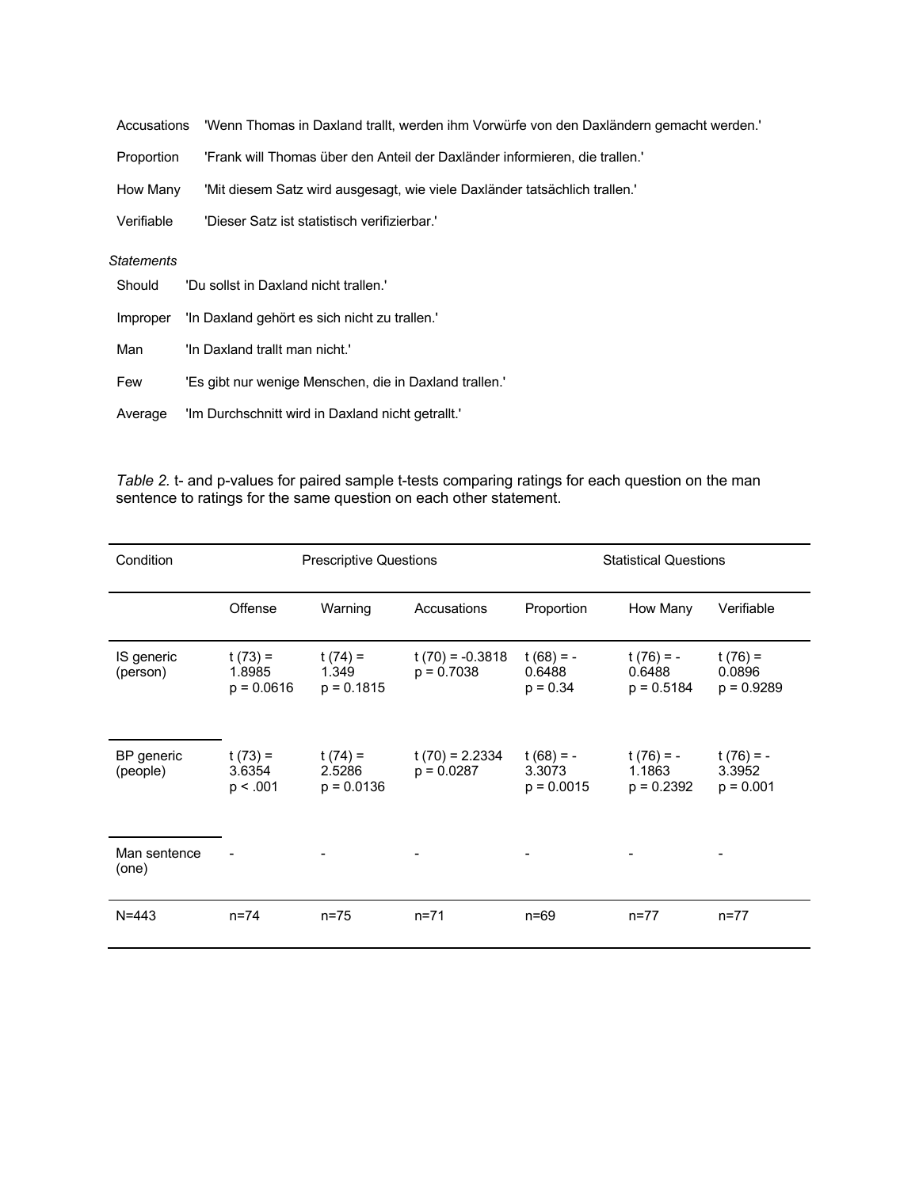| | |
|---|---|
| Accusations | 'Wenn Thomas in Daxland trallt, werden ihm Vorwürfe von den Daxländern gemacht werden.' |
| Proportion | 'Frank will Thomas über den Anteil der Daxländer informieren, die trallen.' |
| How Many | 'Mit diesem Satz wird ausgesagt, wie viele Daxländer tatsächlich trallen.' |
| Verifiable | 'Dieser Satz ist statistisch verifizierbar.' |

*Statements*

| | |
|---|---|
| Should | 'Du sollst in Daxland nicht trallen.' |
| Improper | 'In Daxland gehört es sich nicht zu trallen.' |
| Man | 'In Daxland trallt man nicht.' |
| Few | 'Es gibt nur wenige Menschen, die in Daxland trallen.' |
| Average | 'Im Durchschnitt wird in Daxland nicht getrallt.' |

*Table 2.* t- and p-values for paired sample t-tests comparing ratings for each question on the man sentence to ratings for the same question on each other statement.

| Condition | Prescriptive Questions | | | Statistical Questions | | |
|---|---|---|---|---|---|---|
| | Offense | Warning | Accusations | Proportion | How Many | Verifiable |
| IS generic (person) | $t(73) = 1.8985$ $p = 0.0616$ | $t(74) = 1.349$ $p = 0.1815$ | $t(70) = -0.3818$ $p = 0.7038$ | $t(68) = -0.6488$ $p = 0.34$ | $t(76) = -0.6488$ $p = 0.5184$ | $t(76) = 0.0896$ $p = 0.9289$ |
| BP generic (people) | $t(73) = 3.6354$ $p < .001$ | $t(74) = 2.5286$ $p = 0.0136$ | $t(70) = 2.2334$ $p = 0.0287$ | $t(68) = -3.3073$ $p = 0.0015$ | $t(76) = -1.1863$ $p = 0.2392$ | $t(76) = -3.3952$ $p = 0.001$ |
| Man sentence (one) | - | - | - | - | - | - |
| N=443 | n=74 | n=75 | n=71 | n=69 | n=77 | n=77 |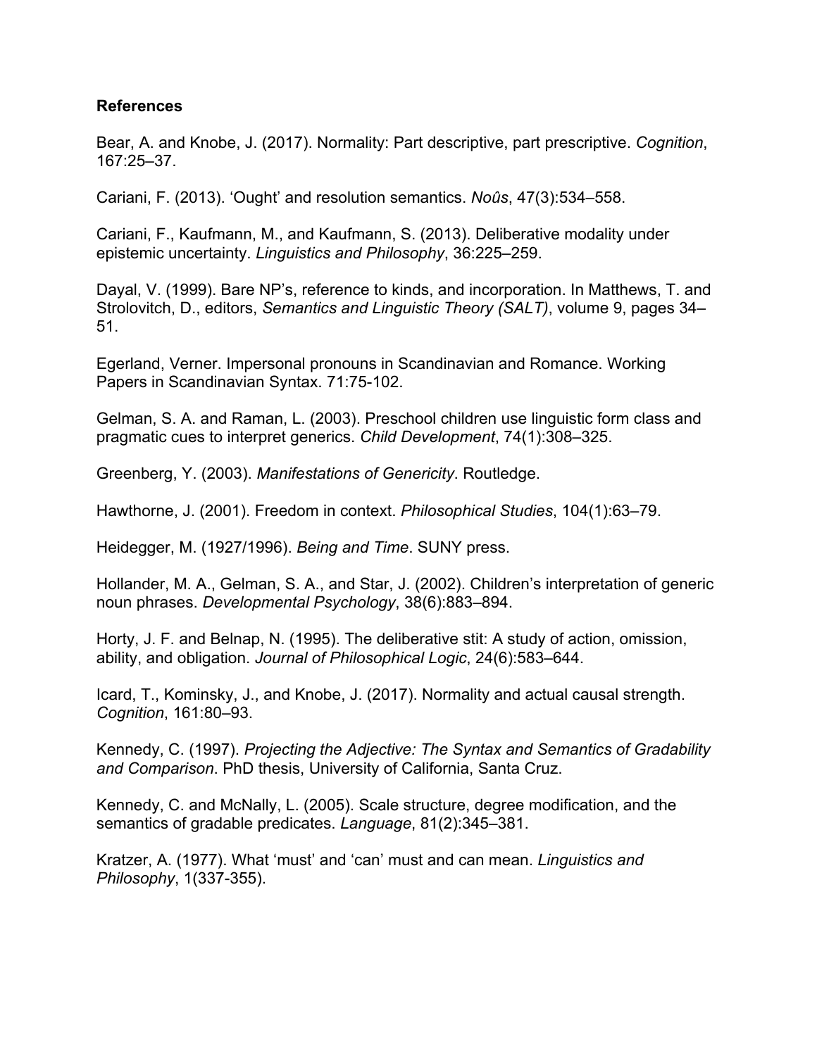**References**

Bear, A. and Knobe, J. (2017). Normality: Part descriptive, part prescriptive. *Cognition*, 167:25–37.

Cariani, F. (2013). 'Ought' and resolution semantics. *Noûs*, 47(3):534–558.

Cariani, F., Kaufmann, M., and Kaufmann, S. (2013). Deliberative modality under epistemic uncertainty. *Linguistics and Philosophy*, 36:225–259.

Dayal, V. (1999). Bare NP's, reference to kinds, and incorporation. In Matthews, T. and Strolovitch, D., editors, *Semantics and Linguistic Theory (SALT)*, volume 9, pages 34–51.

Egerland, Verner. Impersonal pronouns in Scandinavian and Romance. Working Papers in Scandinavian Syntax. 71:75-102.

Gelman, S. A. and Raman, L. (2003). Preschool children use linguistic form class and pragmatic cues to interpret generics. *Child Development*, 74(1):308–325.

Greenberg, Y. (2003). *Manifestations of Genericity*. Routledge.

Hawthorne, J. (2001). Freedom in context. *Philosophical Studies*, 104(1):63–79.

Heidegger, M. (1927/1996). *Being and Time*. SUNY press.

Hollander, M. A., Gelman, S. A., and Star, J. (2002). Children's interpretation of generic noun phrases. *Developmental Psychology*, 38(6):883–894.

Horty, J. F. and Belnap, N. (1995). The deliberative stit: A study of action, omission, ability, and obligation. *Journal of Philosophical Logic*, 24(6):583–644.

Icard, T., Kominsky, J., and Knobe, J. (2017). Normality and actual causal strength. *Cognition*, 161:80–93.

Kennedy, C. (1997). *Projecting the Adjective: The Syntax and Semantics of Gradability and Comparison*. PhD thesis, University of California, Santa Cruz.

Kennedy, C. and McNally, L. (2005). Scale structure, degree modification, and the semantics of gradable predicates. *Language*, 81(2):345–381.

Kratzer, A. (1977). What 'must' and 'can' must and can mean. *Linguistics and Philosophy*, 1(337-355).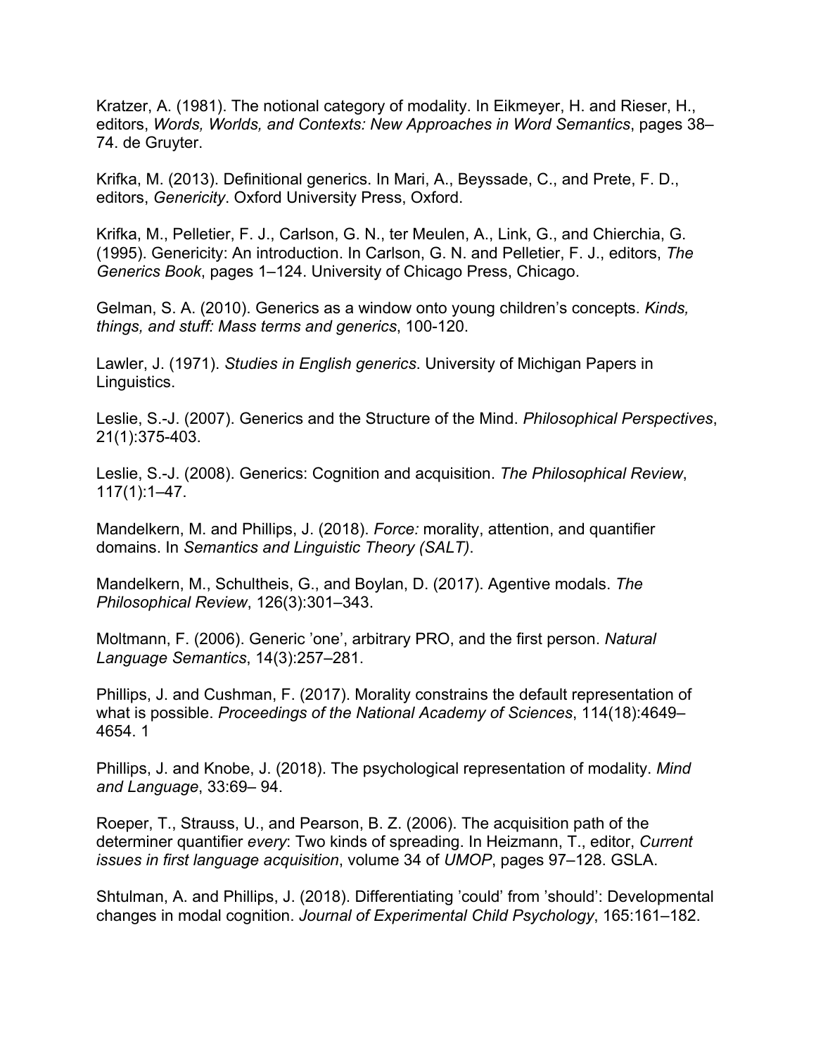Kratzer, A. (1981). The notional category of modality. In Eikmeyer, H. and Rieser, H., editors, *Words, Worlds, and Contexts: New Approaches in Word Semantics*, pages 38–74. de Gruyter.

Krifka, M. (2013). Definitional generics. In Mari, A., Beyssade, C., and Prete, F. D., editors, *Genericity*. Oxford University Press, Oxford.

Krifka, M., Pelletier, F. J., Carlson, G. N., ter Meulen, A., Link, G., and Chierchia, G. (1995). Genericity: An introduction. In Carlson, G. N. and Pelletier, F. J., editors, *The Generics Book*, pages 1–124. University of Chicago Press, Chicago.

Gelman, S. A. (2010). Generics as a window onto young children's concepts. *Kinds, things, and stuff: Mass terms and generics*, 100-120.

Lawler, J. (1971). *Studies in English generics*. University of Michigan Papers in Linguistics.

Leslie, S.-J. (2007). Generics and the Structure of the Mind. *Philosophical Perspectives*, 21(1):375-403.

Leslie, S.-J. (2008). Generics: Cognition and acquisition. *The Philosophical Review*, 117(1):1–47.

Mandelkern, M. and Phillips, J. (2018). *Force:* morality, attention, and quantifier domains. In *Semantics and Linguistic Theory (SALT)*.

Mandelkern, M., Schultheis, G., and Boylan, D. (2017). Agentive modals. *The Philosophical Review*, 126(3):301–343.

Moltmann, F. (2006). Generic 'one', arbitrary PRO, and the first person. *Natural Language Semantics*, 14(3):257–281.

Phillips, J. and Cushman, F. (2017). Morality constrains the default representation of what is possible. *Proceedings of the National Academy of Sciences*, 114(18):4649–4654. 1

Phillips, J. and Knobe, J. (2018). The psychological representation of modality. *Mind and Language*, 33:69– 94.

Roeper, T., Strauss, U., and Pearson, B. Z. (2006). The acquisition path of the determiner quantifier *every*: Two kinds of spreading. In Heizmann, T., editor, *Current issues in first language acquisition*, volume 34 of *UMOP*, pages 97–128. GSLA.

Shtulman, A. and Phillips, J. (2018). Differentiating 'could' from 'should': Developmental changes in modal cognition. *Journal of Experimental Child Psychology*, 165:161–182.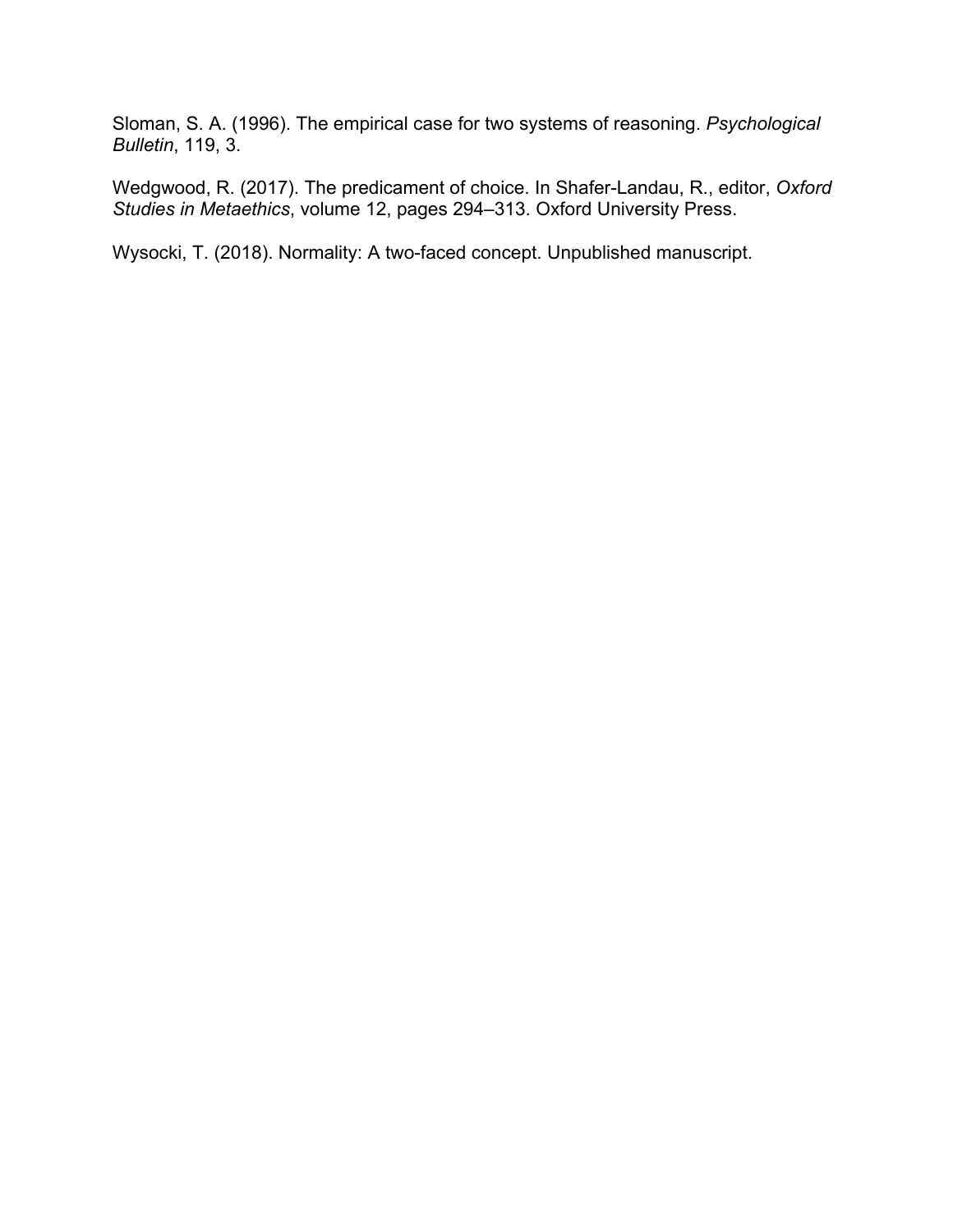Sloman, S. A. (1996). The empirical case for two systems of reasoning. *Psychological Bulletin*, 119, 3.

Wedgwood, R. (2017). The predicament of choice. In Shafer-Landau, R., editor, *Oxford Studies in Metaethics*, volume 12, pages 294–313. Oxford University Press.

Wysocki, T. (2018). Normality: A two-faced concept. Unpublished manuscript.